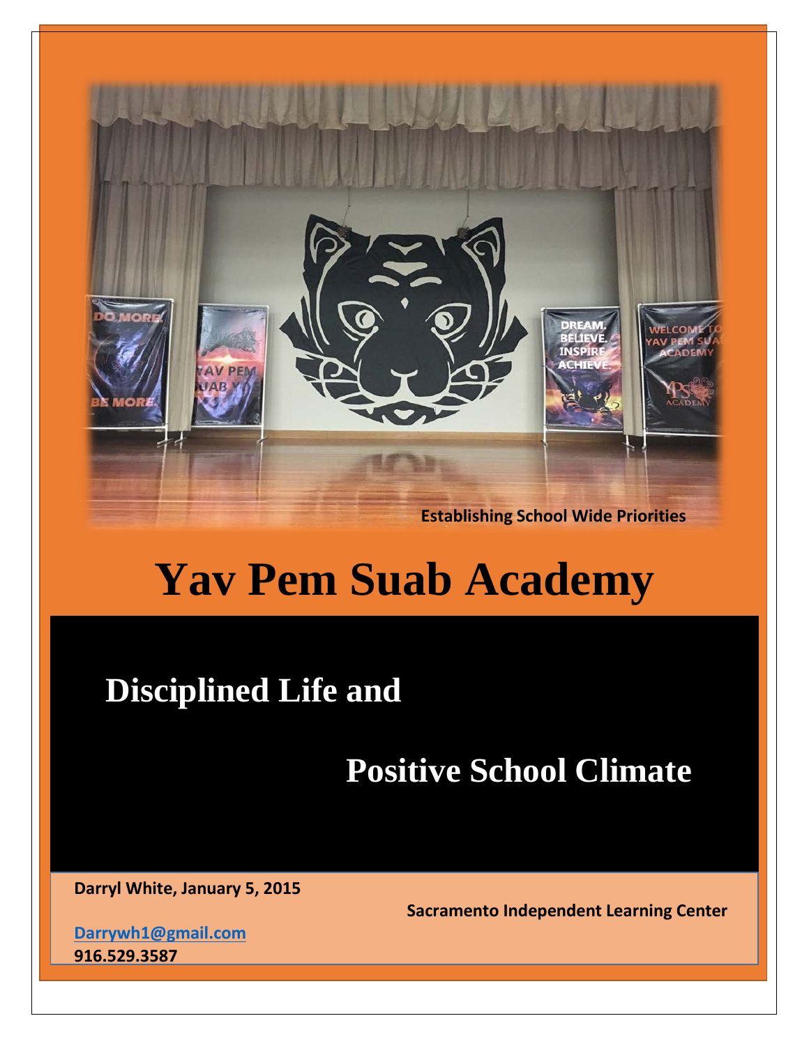Establishing School Wide Priorities

# Yav Pem Suab Academy

## Disciplined Life and

## Positive School Climate

**Darryl White, January 5, 2015**

**Sacramento Independent Learning Center**

**Darrywh1@gmail.com**
**916.529.3587**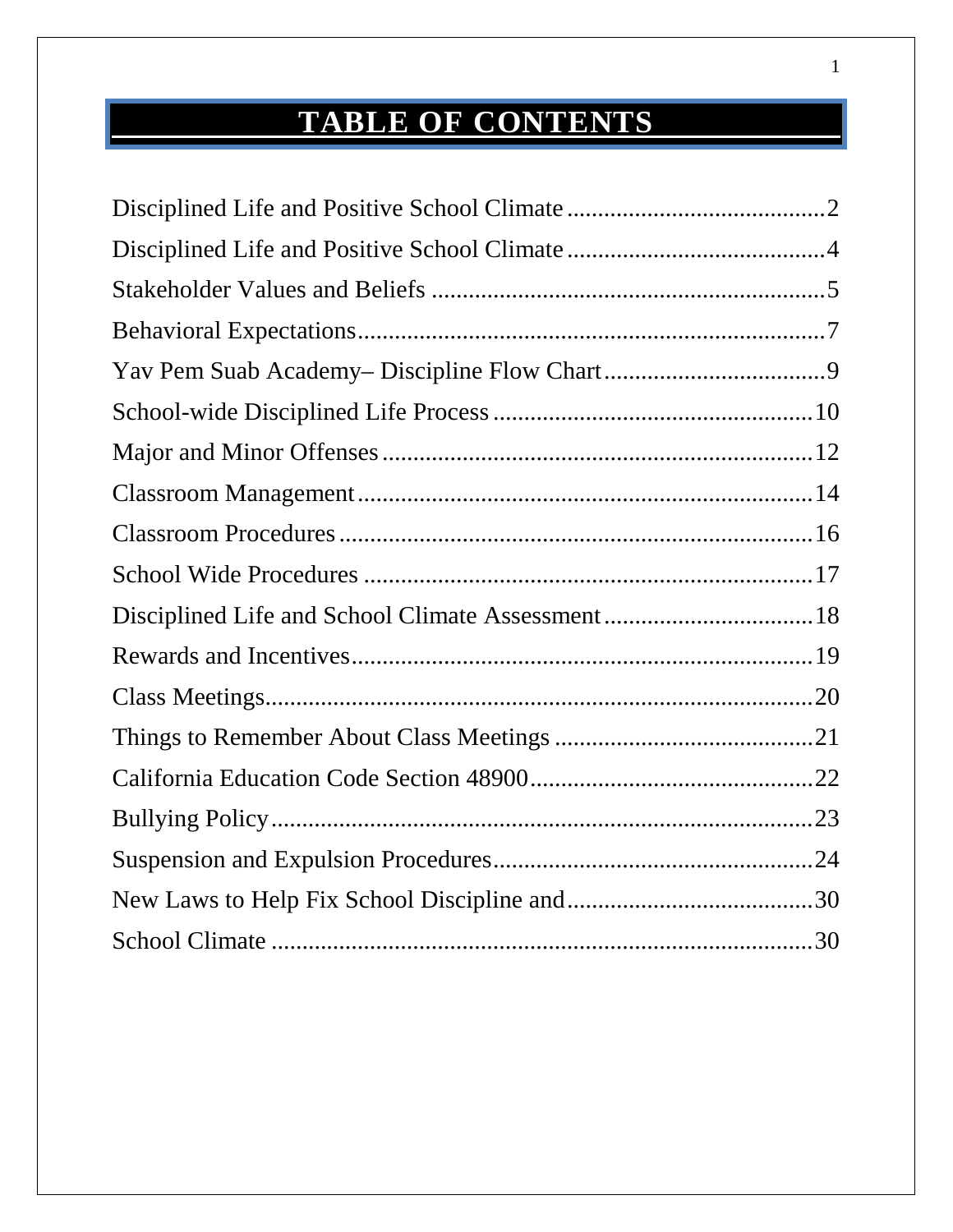# TABLE OF CONTENTS

Disciplined Life and Positive School Climate .......... 2
Disciplined Life and Positive School Climate .......... 4
Stakeholder Values and Beliefs .......... 5
Behavioral Expectations .......... 7
Yav Pem Suab Academy– Discipline Flow Chart .......... 9
School-wide Disciplined Life Process .......... 10
Major and Minor Offenses .......... 12
Classroom Management .......... 14
Classroom Procedures .......... 16
School Wide Procedures .......... 17
Disciplined Life and School Climate Assessment .......... 18
Rewards and Incentives .......... 19
Class Meetings .......... 20
Things to Remember About Class Meetings .......... 21
California Education Code Section 48900 .......... 22
Bullying Policy .......... 23
Suspension and Expulsion Procedures .......... 24
New Laws to Help Fix School Discipline and .......... 30
School Climate .......... 30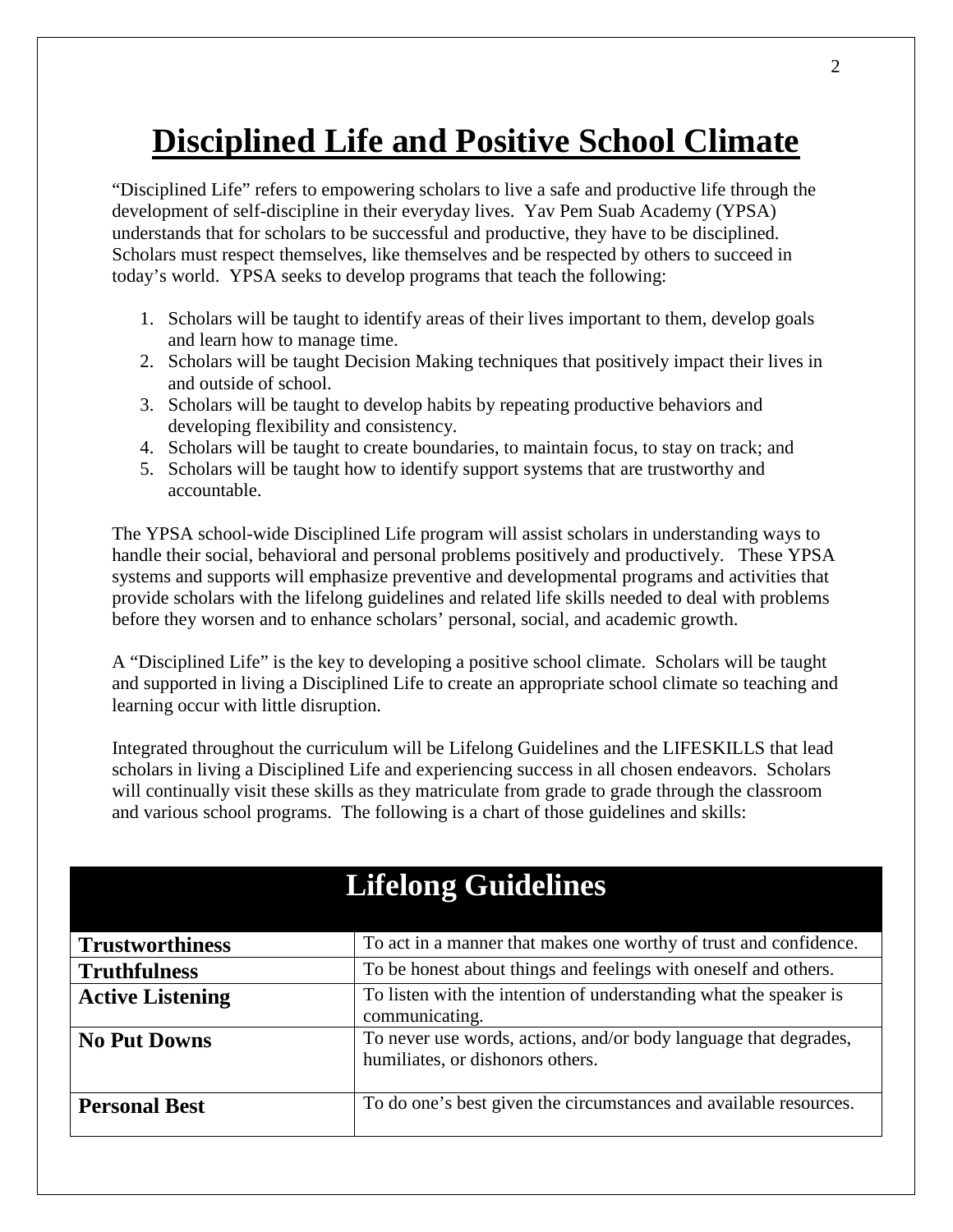# Disciplined Life and Positive School Climate

"Disciplined Life" refers to empowering scholars to live a safe and productive life through the development of self-discipline in their everyday lives. Yav Pem Suab Academy (YPSA) understands that for scholars to be successful and productive, they have to be disciplined. Scholars must respect themselves, like themselves and be respected by others to succeed in today's world. YPSA seeks to develop programs that teach the following:

1. Scholars will be taught to identify areas of their lives important to them, develop goals and learn how to manage time.
2. Scholars will be taught Decision Making techniques that positively impact their lives in and outside of school.
3. Scholars will be taught to develop habits by repeating productive behaviors and developing flexibility and consistency.
4. Scholars will be taught to create boundaries, to maintain focus, to stay on track; and
5. Scholars will be taught how to identify support systems that are trustworthy and accountable.

The YPSA school-wide Disciplined Life program will assist scholars in understanding ways to handle their social, behavioral and personal problems positively and productively. These YPSA systems and supports will emphasize preventive and developmental programs and activities that provide scholars with the lifelong guidelines and related life skills needed to deal with problems before they worsen and to enhance scholars' personal, social, and academic growth.

A "Disciplined Life" is the key to developing a positive school climate. Scholars will be taught and supported in living a Disciplined Life to create an appropriate school climate so teaching and learning occur with little disruption.

Integrated throughout the curriculum will be Lifelong Guidelines and the LIFESKILLS that lead scholars in living a Disciplined Life and experiencing success in all chosen endeavors. Scholars will continually visit these skills as they matriculate from grade to grade through the classroom and various school programs. The following is a chart of those guidelines and skills:

| Lifelong Guidelines | |
|---|---|
| **Trustworthiness** | To act in a manner that makes one worthy of trust and confidence. |
| **Truthfulness** | To be honest about things and feelings with oneself and others. |
| **Active Listening** | To listen with the intention of understanding what the speaker is communicating. |
| **No Put Downs** | To never use words, actions, and/or body language that degrades, humiliates, or dishonors others. |
| **Personal Best** | To do one's best given the circumstances and available resources. |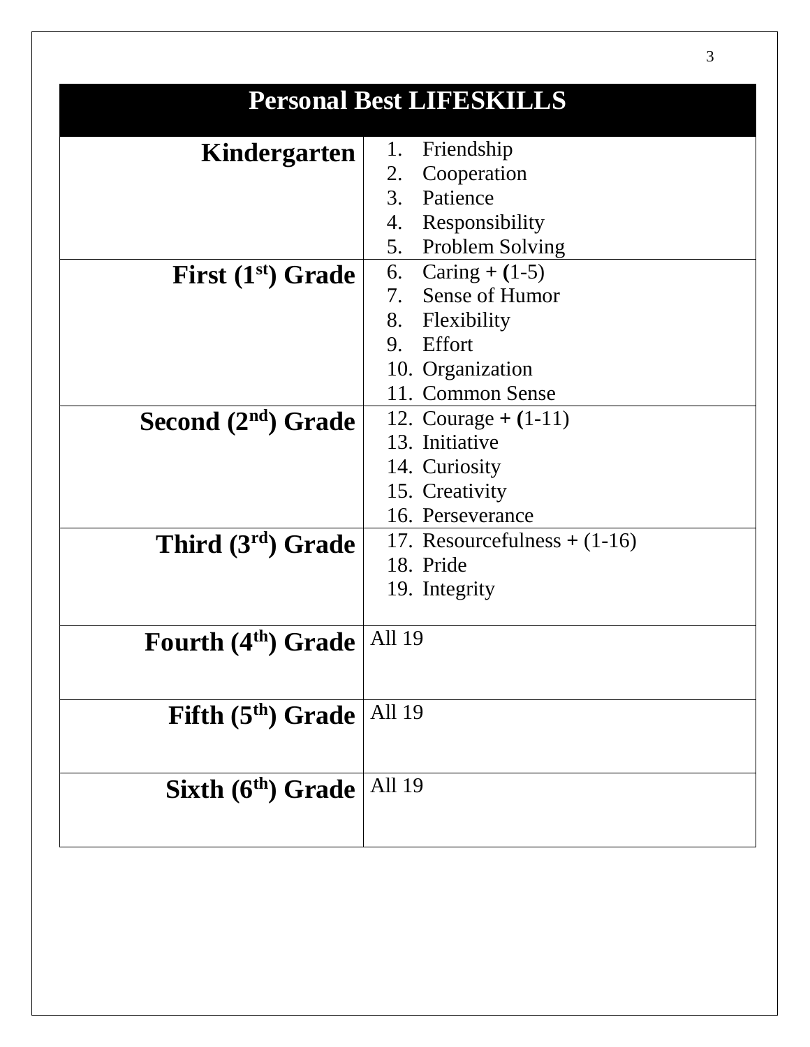| Personal Best LIFESKILLS | |
|---|---|
| **Kindergarten** | 1. Friendship<br>2. Cooperation<br>3. Patience<br>4. Responsibility<br>5. Problem Solving |
| **First (1st) Grade** | 6. Caring **+ (**1-5)<br>7. Sense of Humor<br>8. Flexibility<br>9. Effort<br>10. Organization<br>11. Common Sense |
| **Second (2nd) Grade** | 12. Courage **+ (**1-11)<br>13. Initiative<br>14. Curiosity<br>15. Creativity<br>16. Perseverance |
| **Third (3rd) Grade** | 17. Resourcefulness **+** (1-16)<br>18. Pride<br>19. Integrity |
| **Fourth (4th) Grade** | All 19 |
| **Fifth (5th) Grade** | All 19 |
| **Sixth (6th) Grade** | All 19 |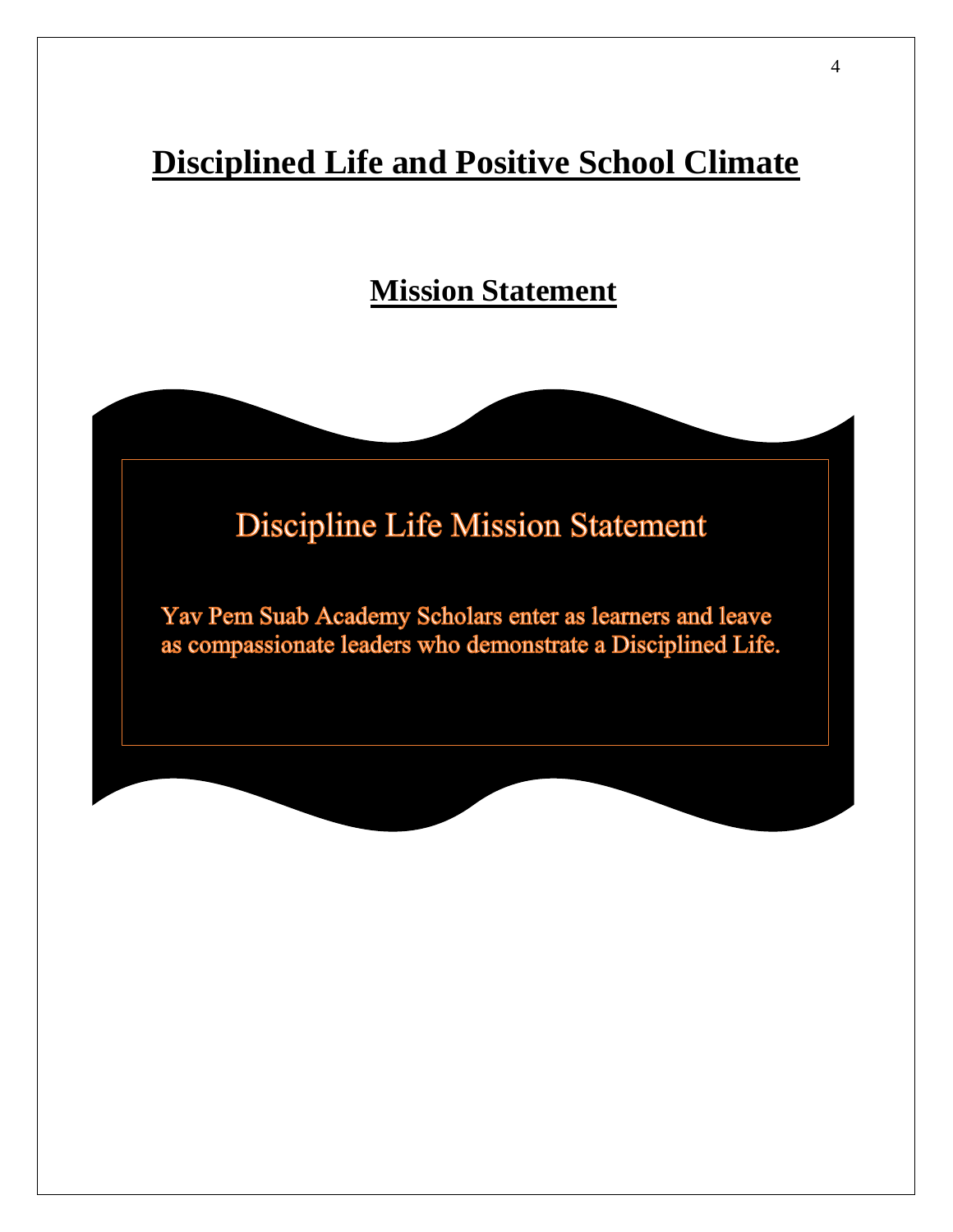# Disciplined Life and Positive School Climate

## Mission Statement

### Discipline Life Mission Statement

Yav Pem Suab Academy Scholars enter as learners and leave as compassionate leaders who demonstrate a Disciplined Life.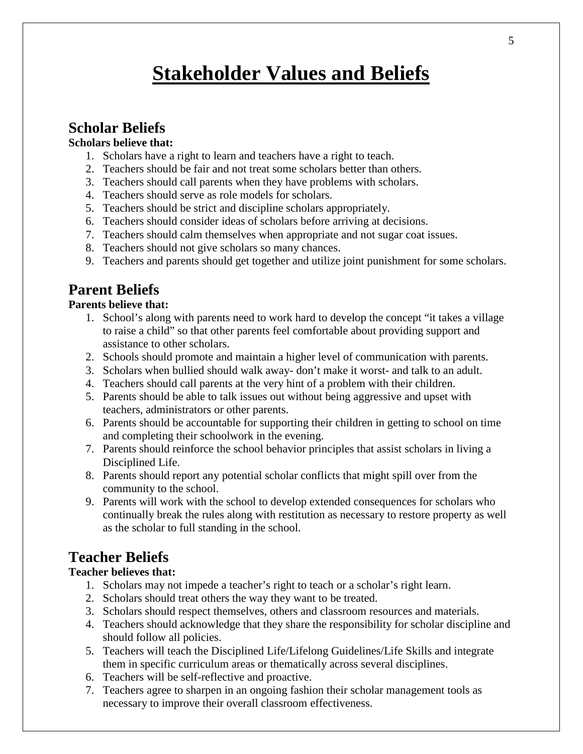# Stakeholder Values and Beliefs

## Scholar Beliefs

**Scholars believe that:**

1. Scholars have a right to learn and teachers have a right to teach.
2. Teachers should be fair and not treat some scholars better than others.
3. Teachers should call parents when they have problems with scholars.
4. Teachers should serve as role models for scholars.
5. Teachers should be strict and discipline scholars appropriately.
6. Teachers should consider ideas of scholars before arriving at decisions.
7. Teachers should calm themselves when appropriate and not sugar coat issues.
8. Teachers should not give scholars so many chances.
9. Teachers and parents should get together and utilize joint punishment for some scholars.

## Parent Beliefs

**Parents believe that:**

1. School's along with parents need to work hard to develop the concept "it takes a village to raise a child" so that other parents feel comfortable about providing support and assistance to other scholars.
2. Schools should promote and maintain a higher level of communication with parents.
3. Scholars when bullied should walk away- don't make it worst- and talk to an adult.
4. Teachers should call parents at the very hint of a problem with their children.
5. Parents should be able to talk issues out without being aggressive and upset with teachers, administrators or other parents.
6. Parents should be accountable for supporting their children in getting to school on time and completing their schoolwork in the evening.
7. Parents should reinforce the school behavior principles that assist scholars in living a Disciplined Life.
8. Parents should report any potential scholar conflicts that might spill over from the community to the school.
9. Parents will work with the school to develop extended consequences for scholars who continually break the rules along with restitution as necessary to restore property as well as the scholar to full standing in the school.

## Teacher Beliefs

**Teacher believes that:**

1. Scholars may not impede a teacher's right to teach or a scholar's right learn.
2. Scholars should treat others the way they want to be treated.
3. Scholars should respect themselves, others and classroom resources and materials.
4. Teachers should acknowledge that they share the responsibility for scholar discipline and should follow all policies.
5. Teachers will teach the Disciplined Life/Lifelong Guidelines/Life Skills and integrate them in specific curriculum areas or thematically across several disciplines.
6. Teachers will be self-reflective and proactive.
7. Teachers agree to sharpen in an ongoing fashion their scholar management tools as necessary to improve their overall classroom effectiveness.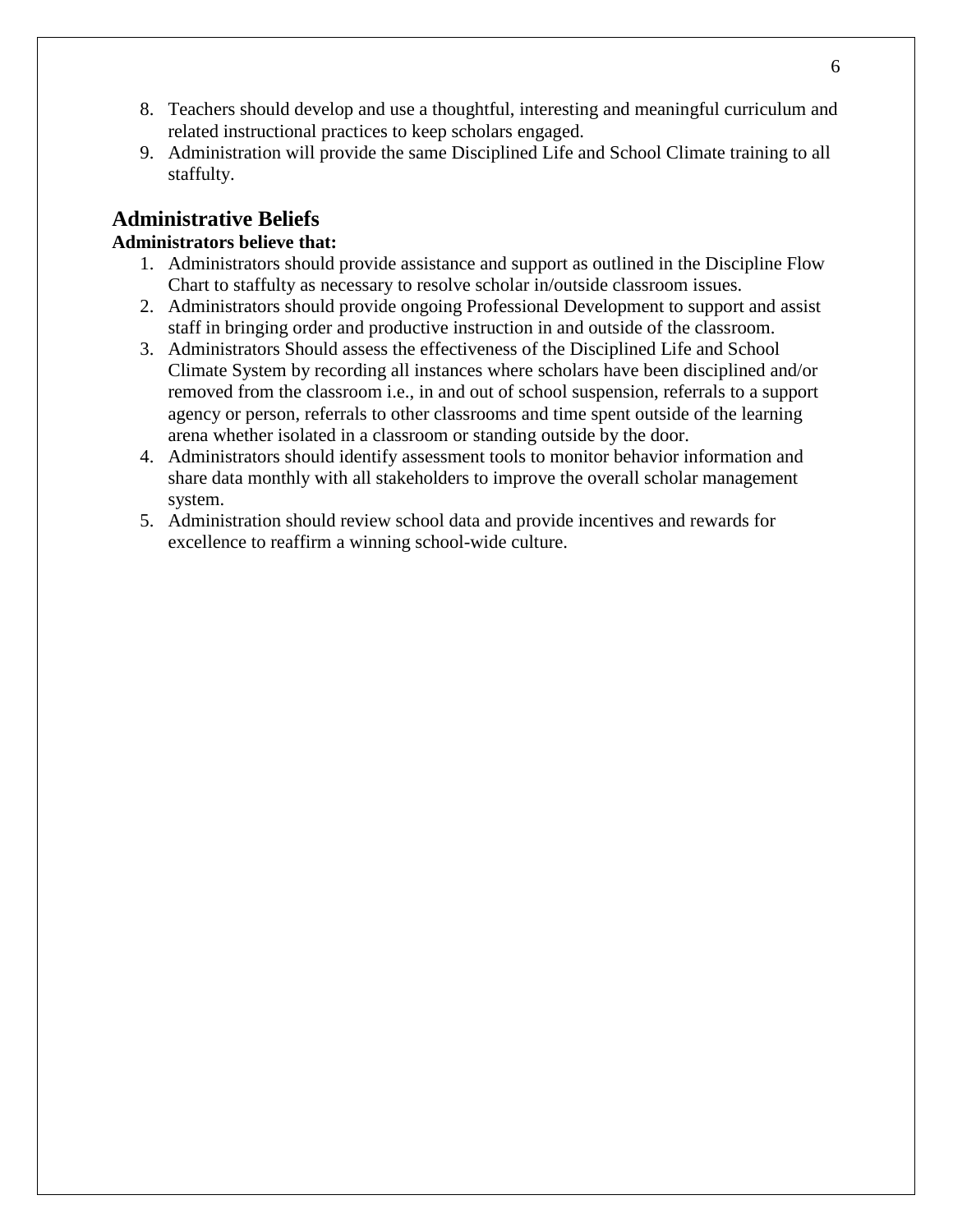8. Teachers should develop and use a thoughtful, interesting and meaningful curriculum and related instructional practices to keep scholars engaged.
9. Administration will provide the same Disciplined Life and School Climate training to all staffulty.

## Administrative Beliefs

**Administrators believe that:**

1. Administrators should provide assistance and support as outlined in the Discipline Flow Chart to staffulty as necessary to resolve scholar in/outside classroom issues.
2. Administrators should provide ongoing Professional Development to support and assist staff in bringing order and productive instruction in and outside of the classroom.
3. Administrators Should assess the effectiveness of the Disciplined Life and School Climate System by recording all instances where scholars have been disciplined and/or removed from the classroom i.e., in and out of school suspension, referrals to a support agency or person, referrals to other classrooms and time spent outside of the learning arena whether isolated in a classroom or standing outside by the door.
4. Administrators should identify assessment tools to monitor behavior information and share data monthly with all stakeholders to improve the overall scholar management system.
5. Administration should review school data and provide incentives and rewards for excellence to reaffirm a winning school-wide culture.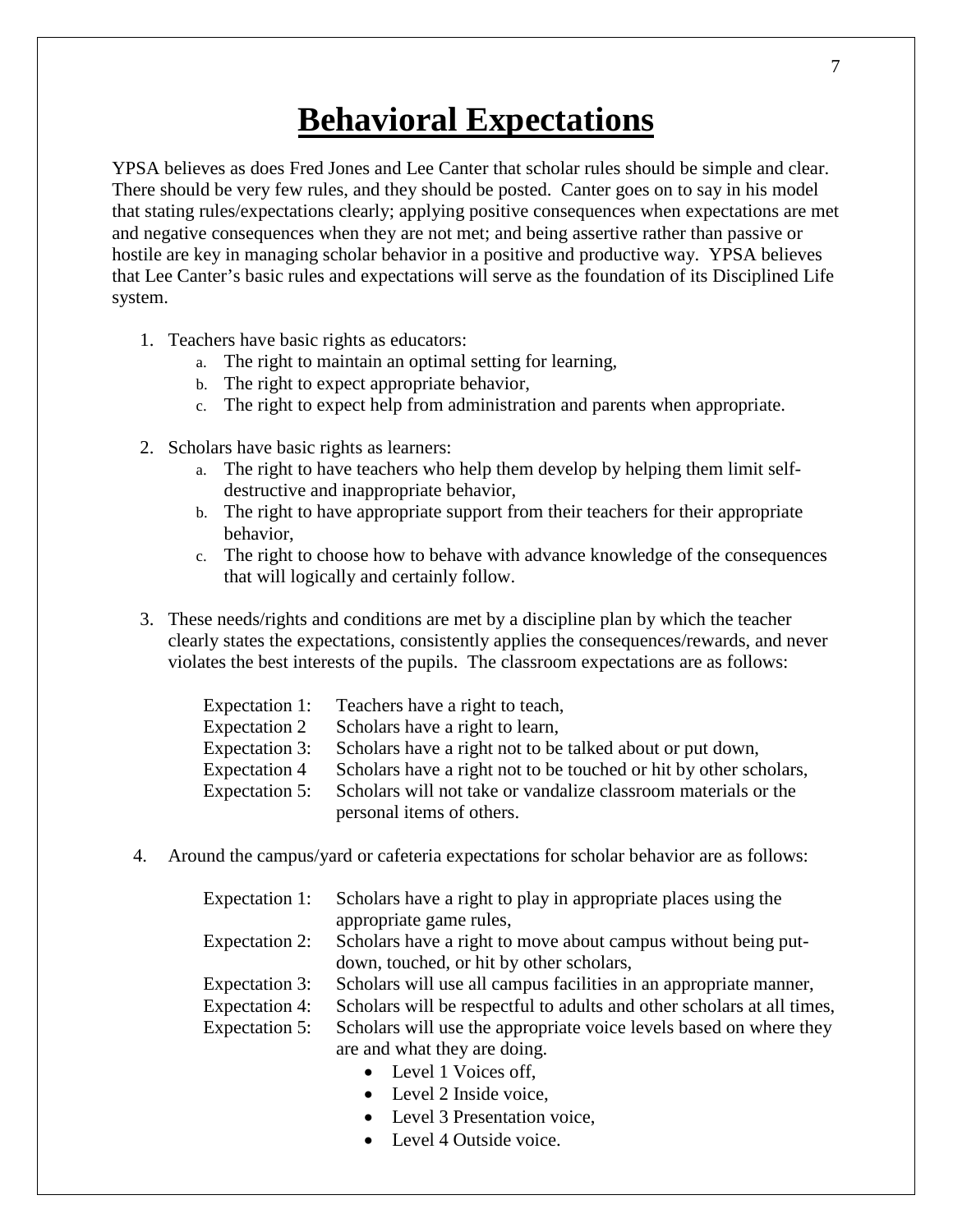# Behavioral Expectations

YPSA believes as does Fred Jones and Lee Canter that scholar rules should be simple and clear. There should be very few rules, and they should be posted. Canter goes on to say in his model that stating rules/expectations clearly; applying positive consequences when expectations are met and negative consequences when they are not met; and being assertive rather than passive or hostile are key in managing scholar behavior in a positive and productive way. YPSA believes that Lee Canter's basic rules and expectations will serve as the foundation of its Disciplined Life system.

1. Teachers have basic rights as educators:
   a. The right to maintain an optimal setting for learning,
   b. The right to expect appropriate behavior,
   c. The right to expect help from administration and parents when appropriate.

2. Scholars have basic rights as learners:
   a. The right to have teachers who help them develop by helping them limit self-destructive and inappropriate behavior,
   b. The right to have appropriate support from their teachers for their appropriate behavior,
   c. The right to choose how to behave with advance knowledge of the consequences that will logically and certainly follow.

3. These needs/rights and conditions are met by a discipline plan by which the teacher clearly states the expectations, consistently applies the consequences/rewards, and never violates the best interests of the pupils. The classroom expectations are as follows:

   Expectation 1: Teachers have a right to teach,
   Expectation 2 Scholars have a right to learn,
   Expectation 3: Scholars have a right not to be talked about or put down,
   Expectation 4 Scholars have a right not to be touched or hit by other scholars,
   Expectation 5: Scholars will not take or vandalize classroom materials or the personal items of others.

4. Around the campus/yard or cafeteria expectations for scholar behavior are as follows:

   Expectation 1: Scholars have a right to play in appropriate places using the appropriate game rules,
   Expectation 2: Scholars have a right to move about campus without being put-down, touched, or hit by other scholars,
   Expectation 3: Scholars will use all campus facilities in an appropriate manner,
   Expectation 4: Scholars will be respectful to adults and other scholars at all times,
   Expectation 5: Scholars will use the appropriate voice levels based on where they are and what they are doing.

   - Level 1 Voices off,
   - Level 2 Inside voice,
   - Level 3 Presentation voice,
   - Level 4 Outside voice.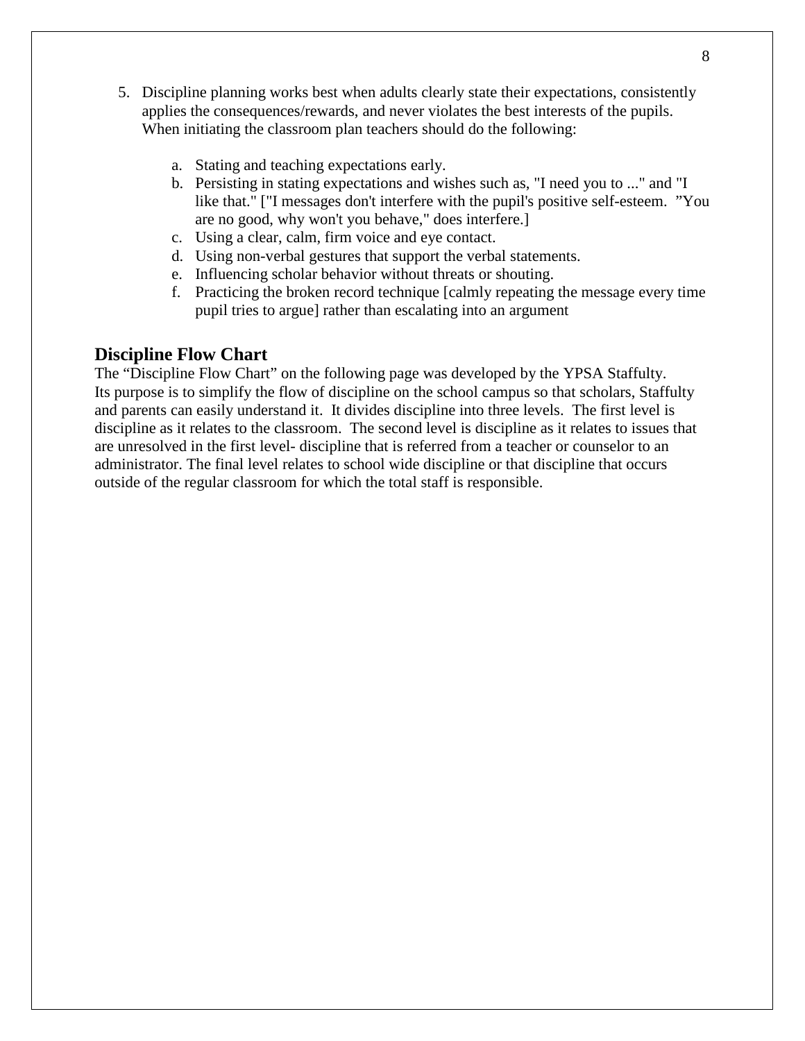5. Discipline planning works best when adults clearly state their expectations, consistently applies the consequences/rewards, and never violates the best interests of the pupils. When initiating the classroom plan teachers should do the following:

    a. Stating and teaching expectations early.
    b. Persisting in stating expectations and wishes such as, "I need you to ..." and "I like that." ["I messages don't interfere with the pupil's positive self-esteem. "You are no good, why won't you behave," does interfere.]
    c. Using a clear, calm, firm voice and eye contact.
    d. Using non-verbal gestures that support the verbal statements.
    e. Influencing scholar behavior without threats or shouting.
    f. Practicing the broken record technique [calmly repeating the message every time pupil tries to argue] rather than escalating into an argument

## Discipline Flow Chart

The "Discipline Flow Chart" on the following page was developed by the YPSA Staffulty. Its purpose is to simplify the flow of discipline on the school campus so that scholars, Staffulty and parents can easily understand it. It divides discipline into three levels. The first level is discipline as it relates to the classroom. The second level is discipline as it relates to issues that are unresolved in the first level- discipline that is referred from a teacher or counselor to an administrator. The final level relates to school wide discipline or that discipline that occurs outside of the regular classroom for which the total staff is responsible.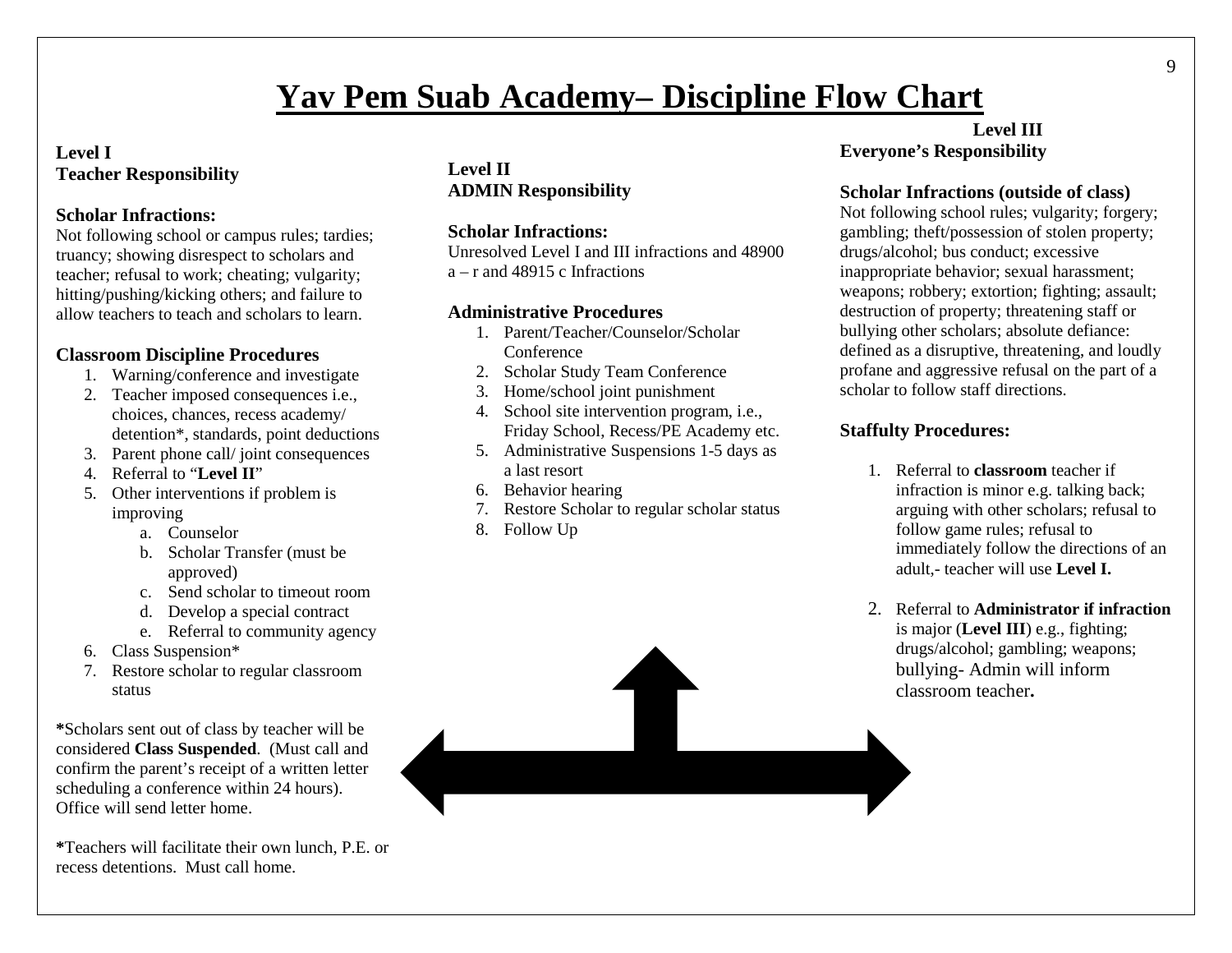# Yav Pem Suab Academy– Discipline Flow Chart

**Level I**
**Teacher Responsibility**

**Scholar Infractions:**
Not following school or campus rules; tardies; truancy; showing disrespect to scholars and teacher; refusal to work; cheating; vulgarity; hitting/pushing/kicking others; and failure to allow teachers to teach and scholars to learn.

**Classroom Discipline Procedures**

1. Warning/conference and investigate
2. Teacher imposed consequences i.e., choices, chances, recess academy/ detention*, standards, point deductions
3. Parent phone call/ joint consequences
4. Referral to "**Level II**"
5. Other interventions if problem is improving
   a. Counselor
   b. Scholar Transfer (must be approved)
   c. Send scholar to timeout room
   d. Develop a special contract
   e. Referral to community agency
6. Class Suspension*
7. Restore scholar to regular classroom status

***Scholars sent out of class by teacher will be considered **Class Suspended**. (Must call and confirm the parent's receipt of a written letter scheduling a conference within 24 hours). Office will send letter home.

***Teachers will facilitate their own lunch, P.E. or recess detentions. Must call home.

**Level II**
**ADMIN Responsibility**

**Scholar Infractions:**
Unresolved Level I and III infractions and 48900 a – r and 48915 c Infractions

**Administrative Procedures**

1. Parent/Teacher/Counselor/Scholar Conference
2. Scholar Study Team Conference
3. Home/school joint punishment
4. School site intervention program, i.e., Friday School, Recess/PE Academy etc.
5. Administrative Suspensions 1-5 days as a last resort
6. Behavior hearing
7. Restore Scholar to regular scholar status
8. Follow Up

**Level III**
**Everyone's Responsibility**

**Scholar Infractions (outside of class)**
Not following school rules; vulgarity; forgery; gambling; theft/possession of stolen property; drugs/alcohol; bus conduct; excessive inappropriate behavior; sexual harassment; weapons; robbery; extortion; fighting; assault; destruction of property; threatening staff or bullying other scholars; absolute defiance: defined as a disruptive, threatening, and loudly profane and aggressive refusal on the part of a scholar to follow staff directions.

**Staffulty Procedures:**

1. Referral to **classroom** teacher if infraction is minor e.g. talking back; arguing with other scholars; refusal to follow game rules; refusal to immediately follow the directions of an adult,- teacher will use **Level I.**
2. Referral to **Administrator if infraction** is major (**Level III**) e.g., fighting; drugs/alcohol; gambling; weapons; bullying- Admin will inform classroom teacher**.**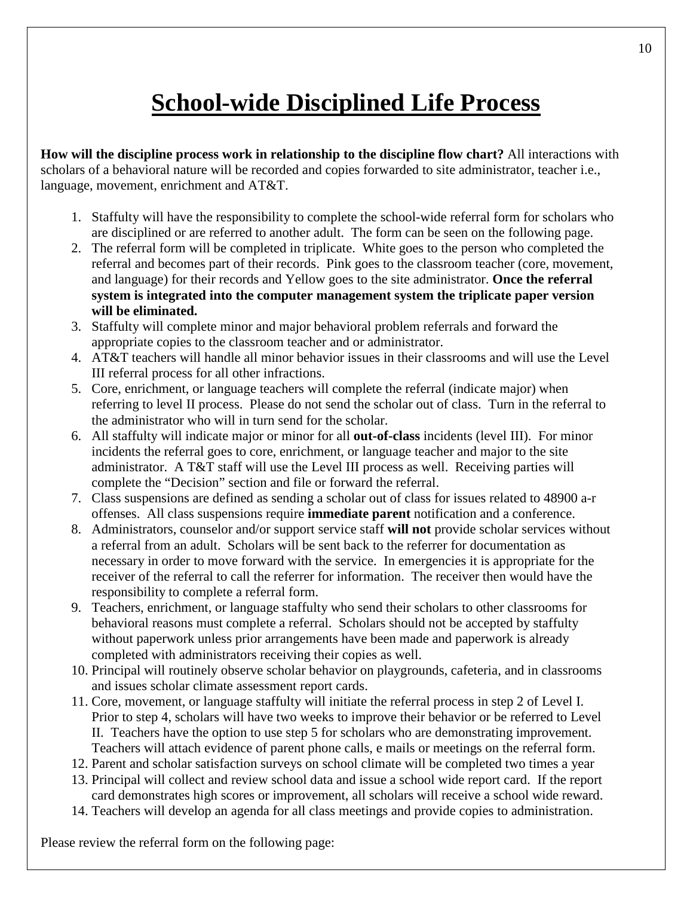# School-wide Disciplined Life Process

**How will the discipline process work in relationship to the discipline flow chart?** All interactions with scholars of a behavioral nature will be recorded and copies forwarded to site administrator, teacher i.e., language, movement, enrichment and AT&T.

1. Staffulty will have the responsibility to complete the school-wide referral form for scholars who are disciplined or are referred to another adult. The form can be seen on the following page.
2. The referral form will be completed in triplicate. White goes to the person who completed the referral and becomes part of their records. Pink goes to the classroom teacher (core, movement, and language) for their records and Yellow goes to the site administrator. **Once the referral system is integrated into the computer management system the triplicate paper version will be eliminated.**
3. Staffulty will complete minor and major behavioral problem referrals and forward the appropriate copies to the classroom teacher and or administrator.
4. AT&T teachers will handle all minor behavior issues in their classrooms and will use the Level III referral process for all other infractions.
5. Core, enrichment, or language teachers will complete the referral (indicate major) when referring to level II process. Please do not send the scholar out of class. Turn in the referral to the administrator who will in turn send for the scholar.
6. All staffulty will indicate major or minor for all **out-of-class** incidents (level III). For minor incidents the referral goes to core, enrichment, or language teacher and major to the site administrator. A T&T staff will use the Level III process as well. Receiving parties will complete the "Decision" section and file or forward the referral.
7. Class suspensions are defined as sending a scholar out of class for issues related to 48900 a-r offenses. All class suspensions require **immediate parent** notification and a conference.
8. Administrators, counselor and/or support service staff **will not** provide scholar services without a referral from an adult. Scholars will be sent back to the referrer for documentation as necessary in order to move forward with the service. In emergencies it is appropriate for the receiver of the referral to call the referrer for information. The receiver then would have the responsibility to complete a referral form.
9. Teachers, enrichment, or language staffulty who send their scholars to other classrooms for behavioral reasons must complete a referral. Scholars should not be accepted by staffulty without paperwork unless prior arrangements have been made and paperwork is already completed with administrators receiving their copies as well.
10. Principal will routinely observe scholar behavior on playgrounds, cafeteria, and in classrooms and issues scholar climate assessment report cards.
11. Core, movement, or language staffulty will initiate the referral process in step 2 of Level I. Prior to step 4, scholars will have two weeks to improve their behavior or be referred to Level II. Teachers have the option to use step 5 for scholars who are demonstrating improvement. Teachers will attach evidence of parent phone calls, e mails or meetings on the referral form.
12. Parent and scholar satisfaction surveys on school climate will be completed two times a year
13. Principal will collect and review school data and issue a school wide report card. If the report card demonstrates high scores or improvement, all scholars will receive a school wide reward.
14. Teachers will develop an agenda for all class meetings and provide copies to administration.

Please review the referral form on the following page: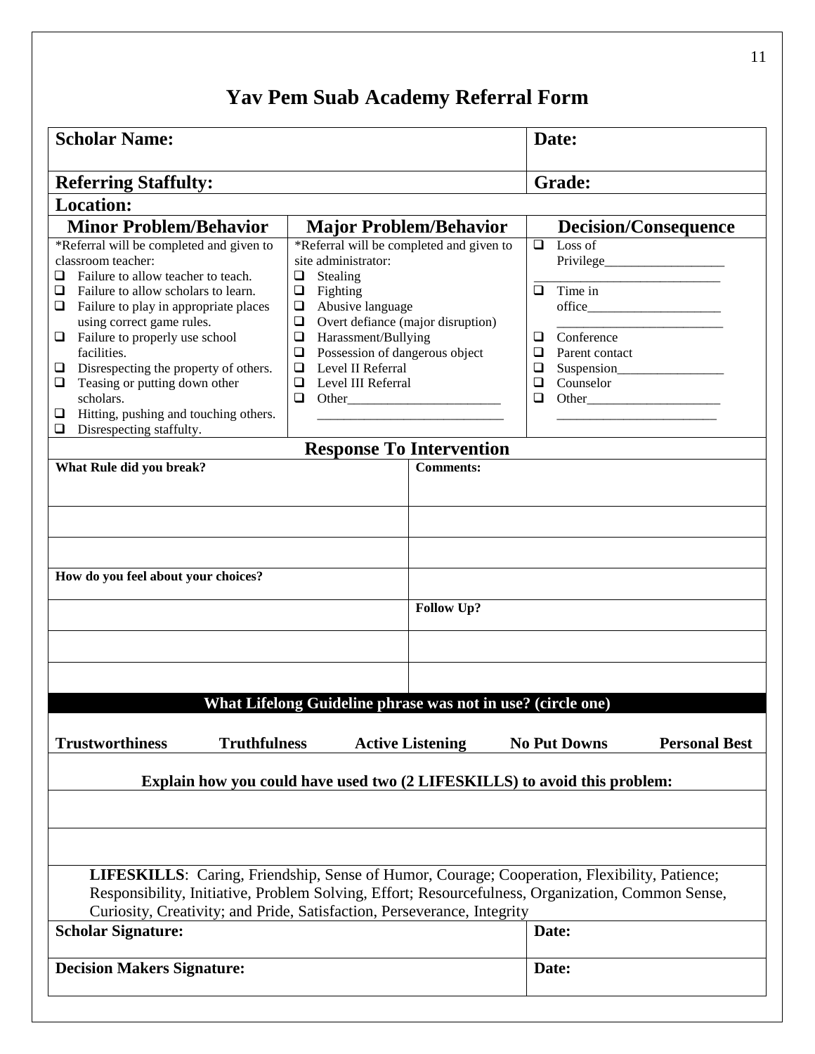# Yav Pem Suab Academy Referral Form

| **Scholar Name:** | **Date:** |
|---|---|
| **Referring Staffulty:** | **Grade:** |
| **Location:** | |

| **Minor Problem/Behavior** | **Major Problem/Behavior** | **Decision/Consequence** |
|---|---|---|
| *Referral will be completed and given to classroom teacher:<br>❑ Failure to allow teacher to teach.<br>❑ Failure to allow scholars to learn.<br>❑ Failure to play in appropriate places using correct game rules.<br>❑ Failure to properly use school facilities.<br>❑ Disrespecting the property of others.<br>❑ Teasing or putting down other scholars.<br>❑ Hitting, pushing and touching others.<br>❑ Disrespecting staffulty. | *Referral will be completed and given to site administrator:<br>❑ Stealing<br>❑ Fighting<br>❑ Abusive language<br>❑ Overt defiance (major disruption)<br>❑ Harassment/Bullying<br>❑ Possession of dangerous object<br>❑ Level II Referral<br>❑ Level III Referral<br>❑ Other________________________<br>____________________________ | ❑ Loss of Privilege__________________<br>___________________________<br>❑ Time in office____________________<br>________________________<br>❑ Conference<br>❑ Parent contact<br>❑ Suspension________________<br>❑ Counselor<br>❑ Other____________________<br>_______________________ |

## Response To Intervention

| **What Rule did you break?** | **Comments:** |
|---|---|
| | |
| | |
| **How do you feel about your choices?** | |
| | **Follow Up?** |
| | |
| | |

**What Lifelong Guideline phrase was not in use? (circle one)**

**Trustworthiness** **Truthfulness** **Active Listening** **No Put Downs** **Personal Best**

**Explain how you could have used two (2 LIFESKILLS) to avoid this problem:**

**LIFESKILLS**: Caring, Friendship, Sense of Humor, Courage; Cooperation, Flexibility, Patience; Responsibility, Initiative, Problem Solving, Effort; Resourcefulness, Organization, Common Sense, Curiosity, Creativity; and Pride, Satisfaction, Perseverance, Integrity

| **Scholar Signature:** | **Date:** |
|---|---|
| **Decision Makers Signature:** | **Date:** |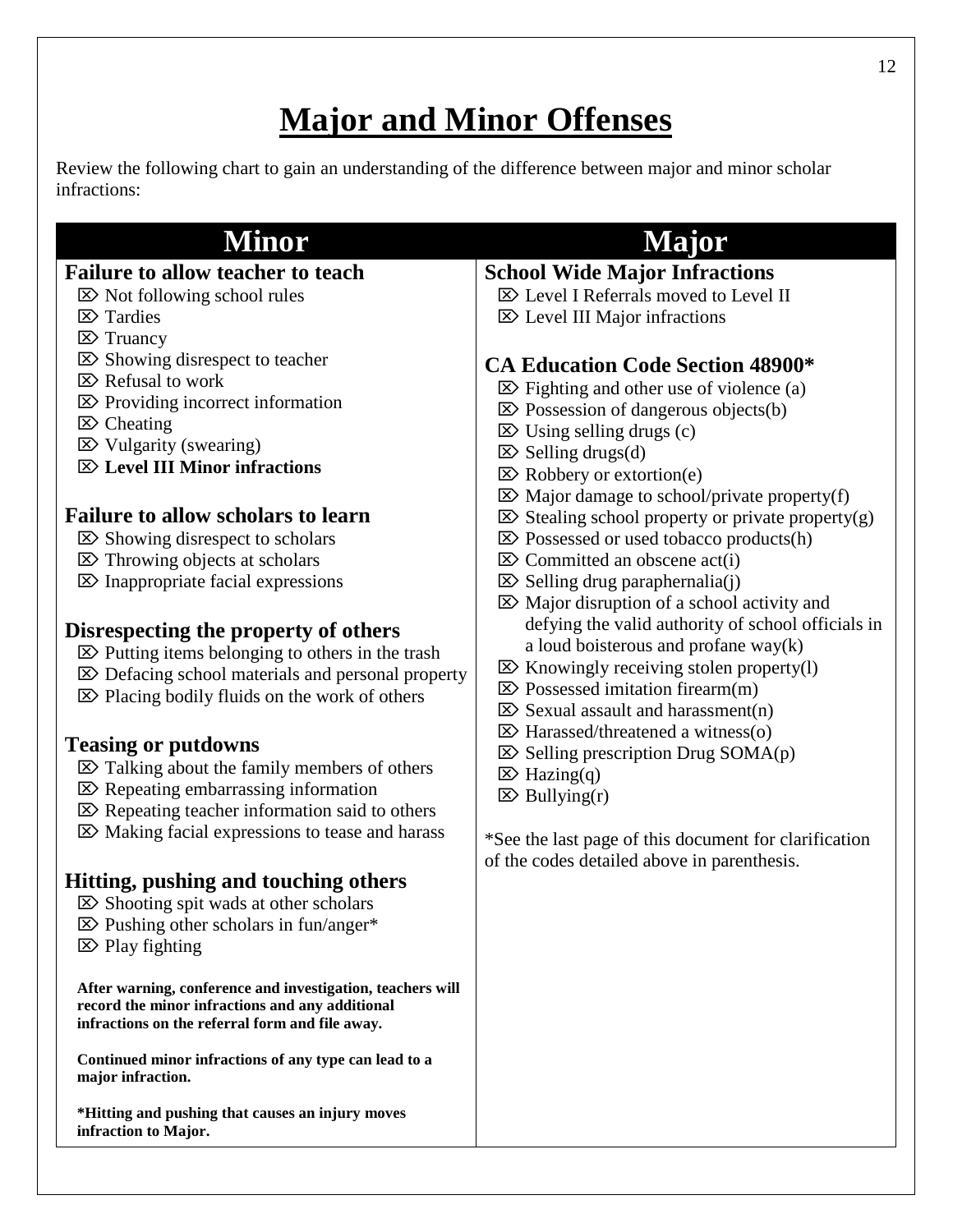# Major and Minor Offenses

Review the following chart to gain an understanding of the difference between major and minor scholar infractions:

## Minor

### Failure to allow teacher to teach

- ⌧ Not following school rules
- ⌧ Tardies
- ⌧ Truancy
- ⌧ Showing disrespect to teacher
- ⌧ Refusal to work
- ⌧ Providing incorrect information
- ⌧ Cheating
- ⌧ Vulgarity (swearing)
- ⌧ **Level III Minor infractions**

### Failure to allow scholars to learn

- ⌧ Showing disrespect to scholars
- ⌧ Throwing objects at scholars
- ⌧ Inappropriate facial expressions

### Disrespecting the property of others

- ⌧ Putting items belonging to others in the trash
- ⌧ Defacing school materials and personal property
- ⌧ Placing bodily fluids on the work of others

### Teasing or putdowns

- ⌧ Talking about the family members of others
- ⌧ Repeating embarrassing information
- ⌧ Repeating teacher information said to others
- ⌧ Making facial expressions to tease and harass

### Hitting, pushing and touching others

- ⌧ Shooting spit wads at other scholars
- ⌧ Pushing other scholars in fun/anger*
- ⌧ Play fighting

**After warning, conference and investigation, teachers will record the minor infractions and any additional infractions on the referral form and file away.**

**Continued minor infractions of any type can lead to a major infraction.**

***Hitting and pushing that causes an injury moves infraction to Major.**

## Major

### School Wide Major Infractions

- ⌧ Level I Referrals moved to Level II
- ⌧ Level III Major infractions

### CA Education Code Section 48900*

- ⌧ Fighting and other use of violence (a)
- ⌧ Possession of dangerous objects(b)
- ⌧ Using selling drugs (c)
- ⌧ Selling drugs(d)
- ⌧ Robbery or extortion(e)
- ⌧ Major damage to school/private property(f)
- ⌧ Stealing school property or private property(g)
- ⌧ Possessed or used tobacco products(h)
- ⌧ Committed an obscene act(i)
- ⌧ Selling drug paraphernalia(j)
- ⌧ Major disruption of a school activity and defying the valid authority of school officials in a loud boisterous and profane way(k)
- ⌧ Knowingly receiving stolen property(l)
- ⌧ Possessed imitation firearm(m)
- ⌧ Sexual assault and harassment(n)
- ⌧ Harassed/threatened a witness(o)
- ⌧ Selling prescription Drug SOMA(p)
- ⌧ Hazing(q)
- ⌧ Bullying(r)

*See the last page of this document for clarification of the codes detailed above in parenthesis.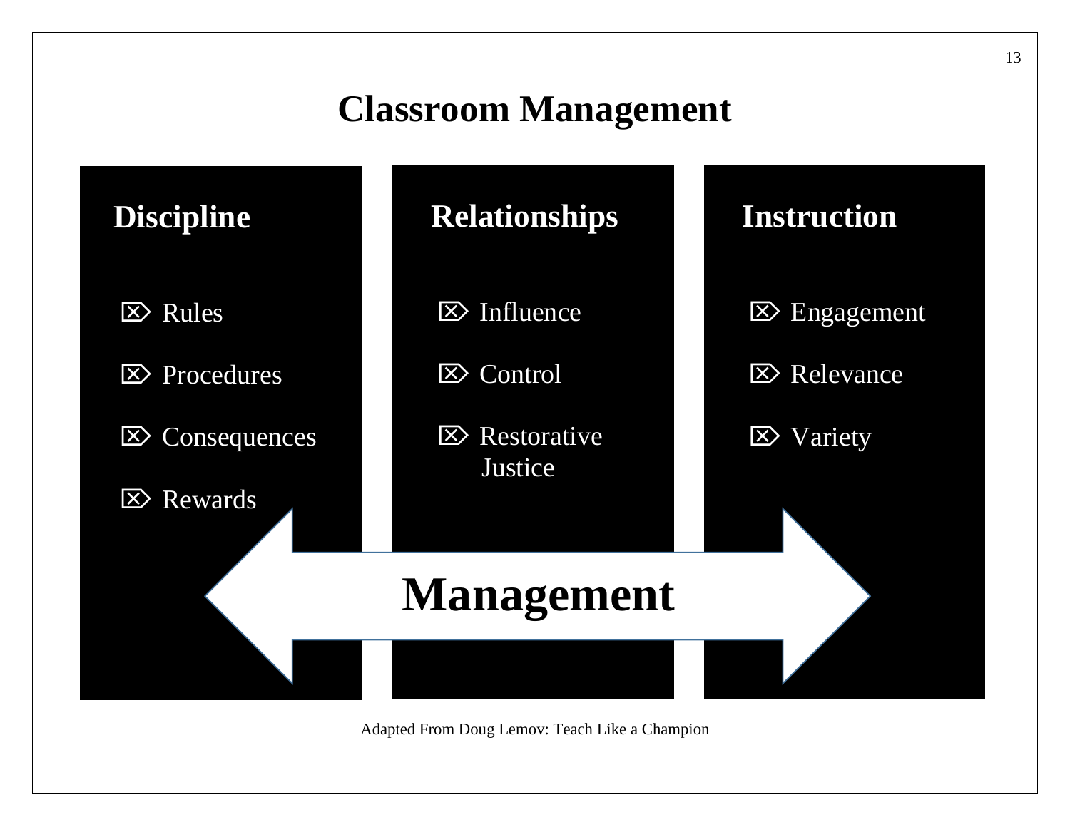# Classroom Management

### Discipline

- Rules
- Procedures
- Consequences
- Rewards

### Relationships

- Influence
- Control
- Restorative Justice

### Instruction

- Engagement
- Relevance
- Variety

**Management**

Adapted From Doug Lemov: Teach Like a Champion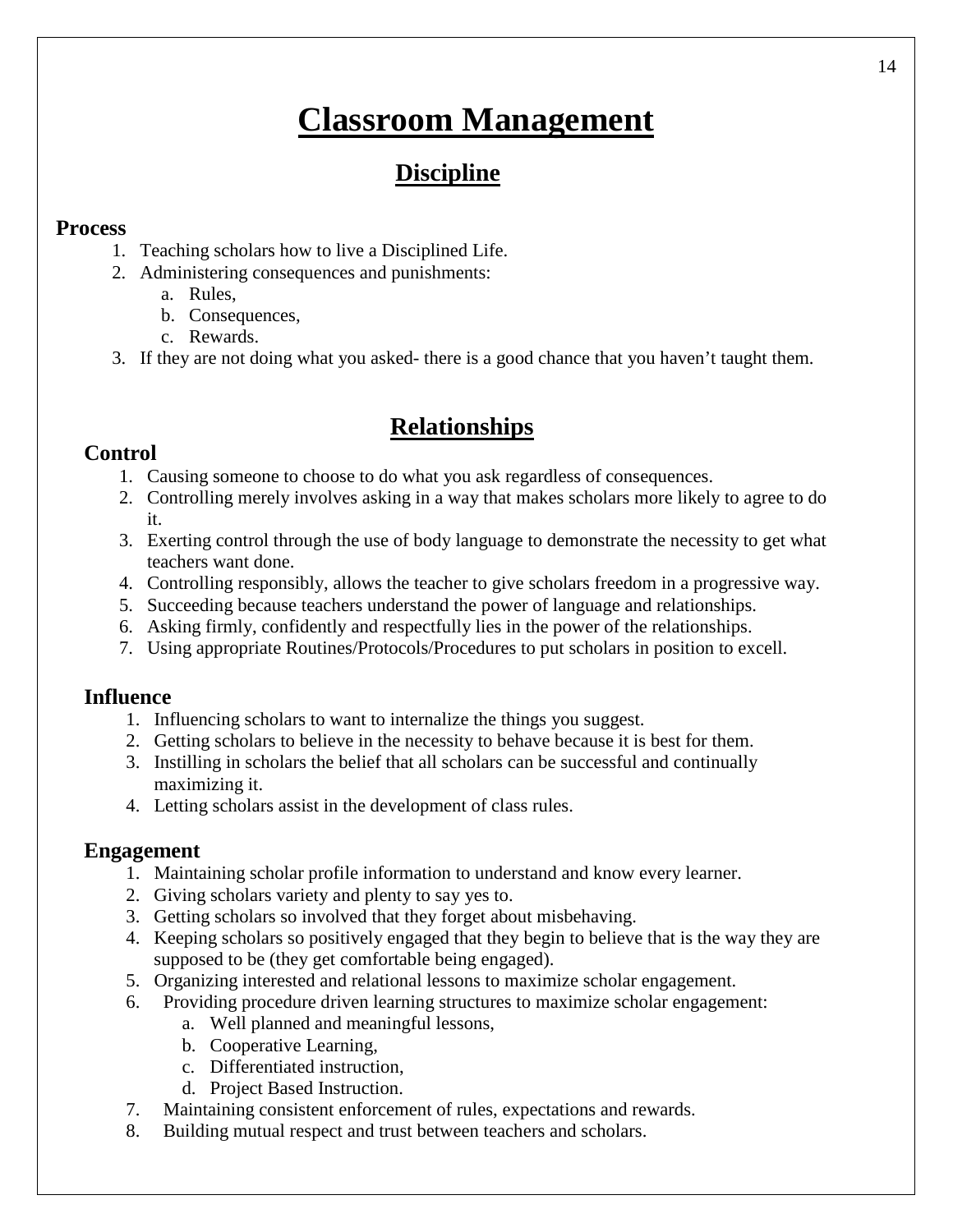# Classroom Management

## Discipline

### Process

1. Teaching scholars how to live a Disciplined Life.
2. Administering consequences and punishments:
   a. Rules,
   b. Consequences,
   c. Rewards.
3. If they are not doing what you asked- there is a good chance that you haven't taught them.

## Relationships

### Control

1. Causing someone to choose to do what you ask regardless of consequences.
2. Controlling merely involves asking in a way that makes scholars more likely to agree to do it.
3. Exerting control through the use of body language to demonstrate the necessity to get what teachers want done.
4. Controlling responsibly, allows the teacher to give scholars freedom in a progressive way.
5. Succeeding because teachers understand the power of language and relationships.
6. Asking firmly, confidently and respectfully lies in the power of the relationships.
7. Using appropriate Routines/Protocols/Procedures to put scholars in position to excell.

### Influence

1. Influencing scholars to want to internalize the things you suggest.
2. Getting scholars to believe in the necessity to behave because it is best for them.
3. Instilling in scholars the belief that all scholars can be successful and continually maximizing it.
4. Letting scholars assist in the development of class rules.

### Engagement

1. Maintaining scholar profile information to understand and know every learner.
2. Giving scholars variety and plenty to say yes to.
3. Getting scholars so involved that they forget about misbehaving.
4. Keeping scholars so positively engaged that they begin to believe that is the way they are supposed to be (they get comfortable being engaged).
5. Organizing interested and relational lessons to maximize scholar engagement.
6. Providing procedure driven learning structures to maximize scholar engagement:
   a. Well planned and meaningful lessons,
   b. Cooperative Learning,
   c. Differentiated instruction,
   d. Project Based Instruction.
7. Maintaining consistent enforcement of rules, expectations and rewards.
8. Building mutual respect and trust between teachers and scholars.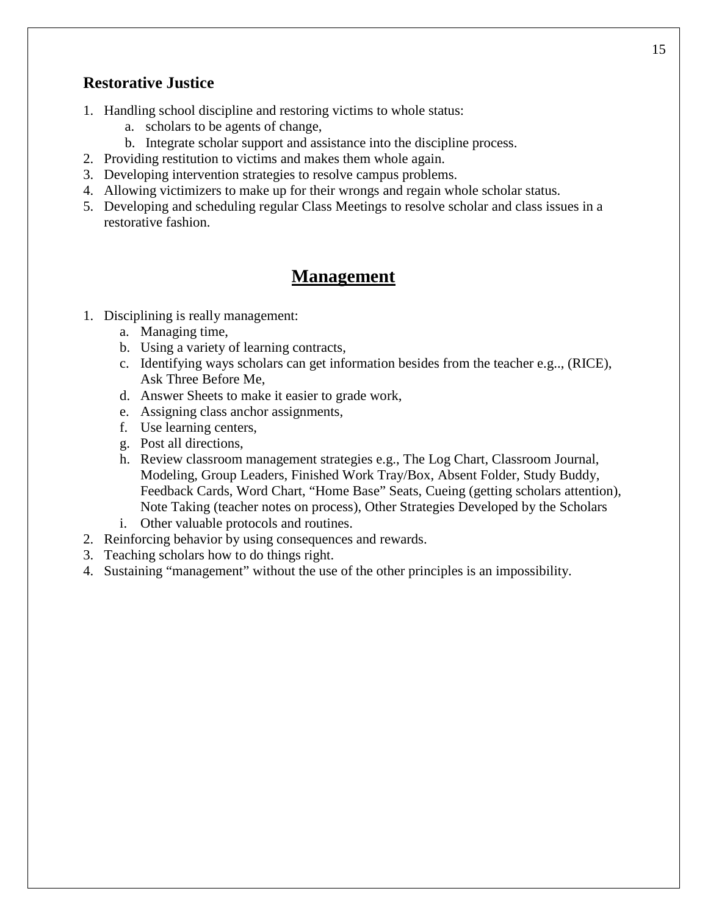### Restorative Justice

1. Handling school discipline and restoring victims to whole status:
   a. scholars to be agents of change,
   b. Integrate scholar support and assistance into the discipline process.
2. Providing restitution to victims and makes them whole again.
3. Developing intervention strategies to resolve campus problems.
4. Allowing victimizers to make up for their wrongs and regain whole scholar status.
5. Developing and scheduling regular Class Meetings to resolve scholar and class issues in a restorative fashion.

## Management

1. Disciplining is really management:
   a. Managing time,
   b. Using a variety of learning contracts,
   c. Identifying ways scholars can get information besides from the teacher e.g.., (RICE), Ask Three Before Me,
   d. Answer Sheets to make it easier to grade work,
   e. Assigning class anchor assignments,
   f. Use learning centers,
   g. Post all directions,
   h. Review classroom management strategies e.g., The Log Chart, Classroom Journal, Modeling, Group Leaders, Finished Work Tray/Box, Absent Folder, Study Buddy, Feedback Cards, Word Chart, "Home Base" Seats, Cueing (getting scholars attention), Note Taking (teacher notes on process), Other Strategies Developed by the Scholars
   i. Other valuable protocols and routines.
2. Reinforcing behavior by using consequences and rewards.
3. Teaching scholars how to do things right.
4. Sustaining "management" without the use of the other principles is an impossibility.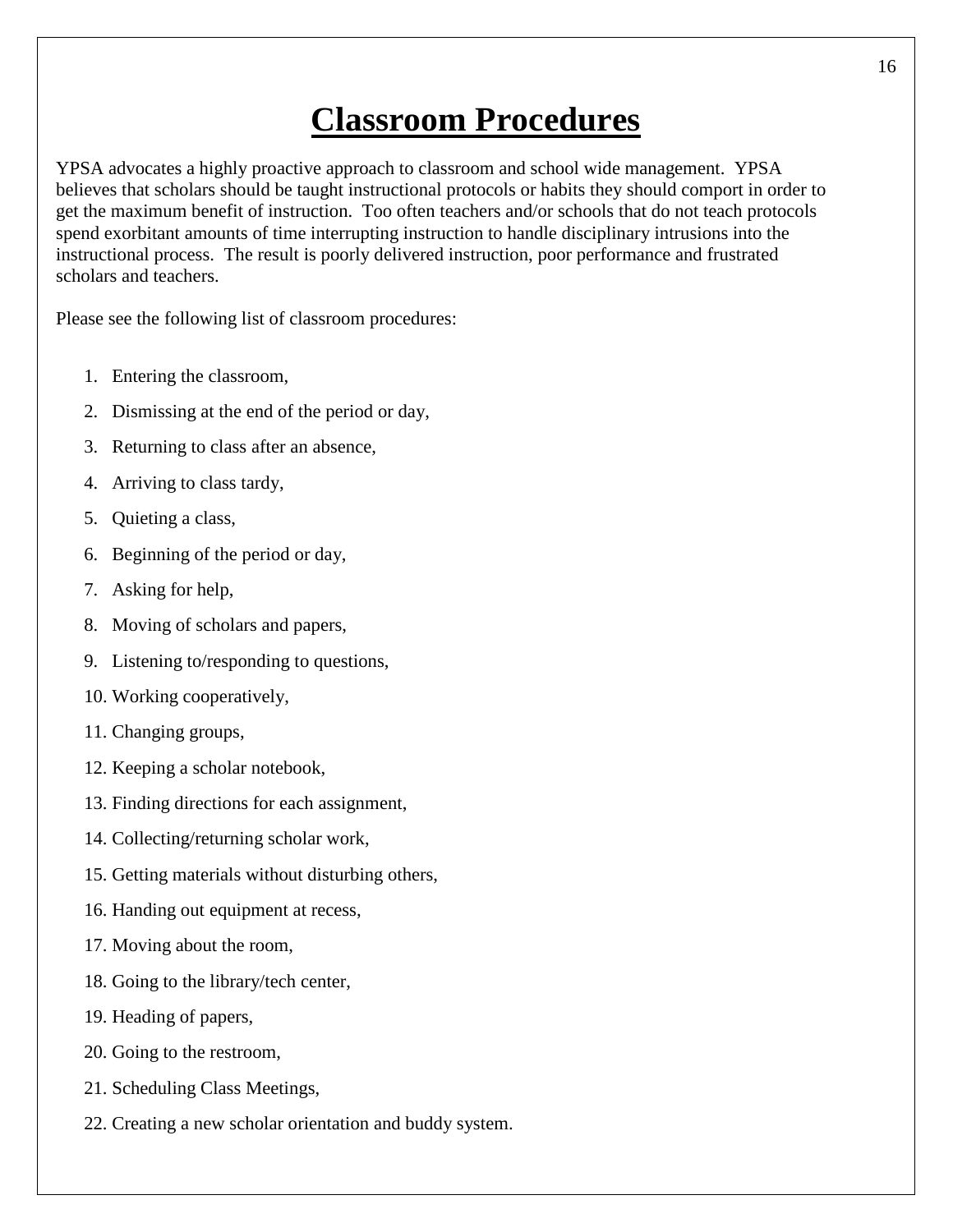# Classroom Procedures

YPSA advocates a highly proactive approach to classroom and school wide management. YPSA believes that scholars should be taught instructional protocols or habits they should comport in order to get the maximum benefit of instruction. Too often teachers and/or schools that do not teach protocols spend exorbitant amounts of time interrupting instruction to handle disciplinary intrusions into the instructional process. The result is poorly delivered instruction, poor performance and frustrated scholars and teachers.

Please see the following list of classroom procedures:

1. Entering the classroom,
2. Dismissing at the end of the period or day,
3. Returning to class after an absence,
4. Arriving to class tardy,
5. Quieting a class,
6. Beginning of the period or day,
7. Asking for help,
8. Moving of scholars and papers,
9. Listening to/responding to questions,
10. Working cooperatively,
11. Changing groups,
12. Keeping a scholar notebook,
13. Finding directions for each assignment,
14. Collecting/returning scholar work,
15. Getting materials without disturbing others,
16. Handing out equipment at recess,
17. Moving about the room,
18. Going to the library/tech center,
19. Heading of papers,
20. Going to the restroom,
21. Scheduling Class Meetings,
22. Creating a new scholar orientation and buddy system.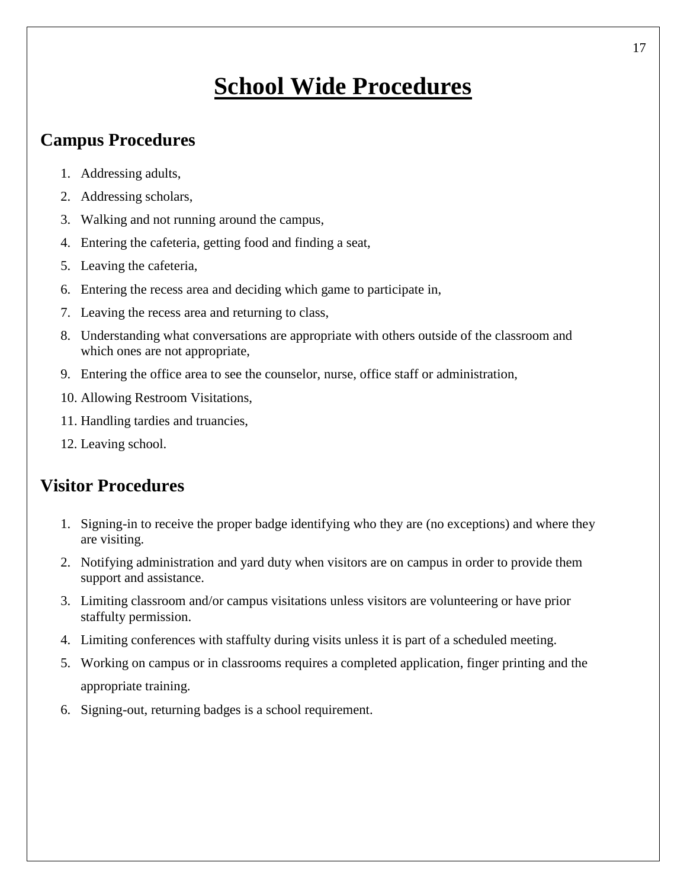# School Wide Procedures

## Campus Procedures

1. Addressing adults,
2. Addressing scholars,
3. Walking and not running around the campus,
4. Entering the cafeteria, getting food and finding a seat,
5. Leaving the cafeteria,
6. Entering the recess area and deciding which game to participate in,
7. Leaving the recess area and returning to class,
8. Understanding what conversations are appropriate with others outside of the classroom and which ones are not appropriate,
9. Entering the office area to see the counselor, nurse, office staff or administration,
10. Allowing Restroom Visitations,
11. Handling tardies and truancies,
12. Leaving school.

## Visitor Procedures

1. Signing-in to receive the proper badge identifying who they are (no exceptions) and where they are visiting.
2. Notifying administration and yard duty when visitors are on campus in order to provide them support and assistance.
3. Limiting classroom and/or campus visitations unless visitors are volunteering or have prior staffulty permission.
4. Limiting conferences with staffulty during visits unless it is part of a scheduled meeting.
5. Working on campus or in classrooms requires a completed application, finger printing and the appropriate training.
6. Signing-out, returning badges is a school requirement.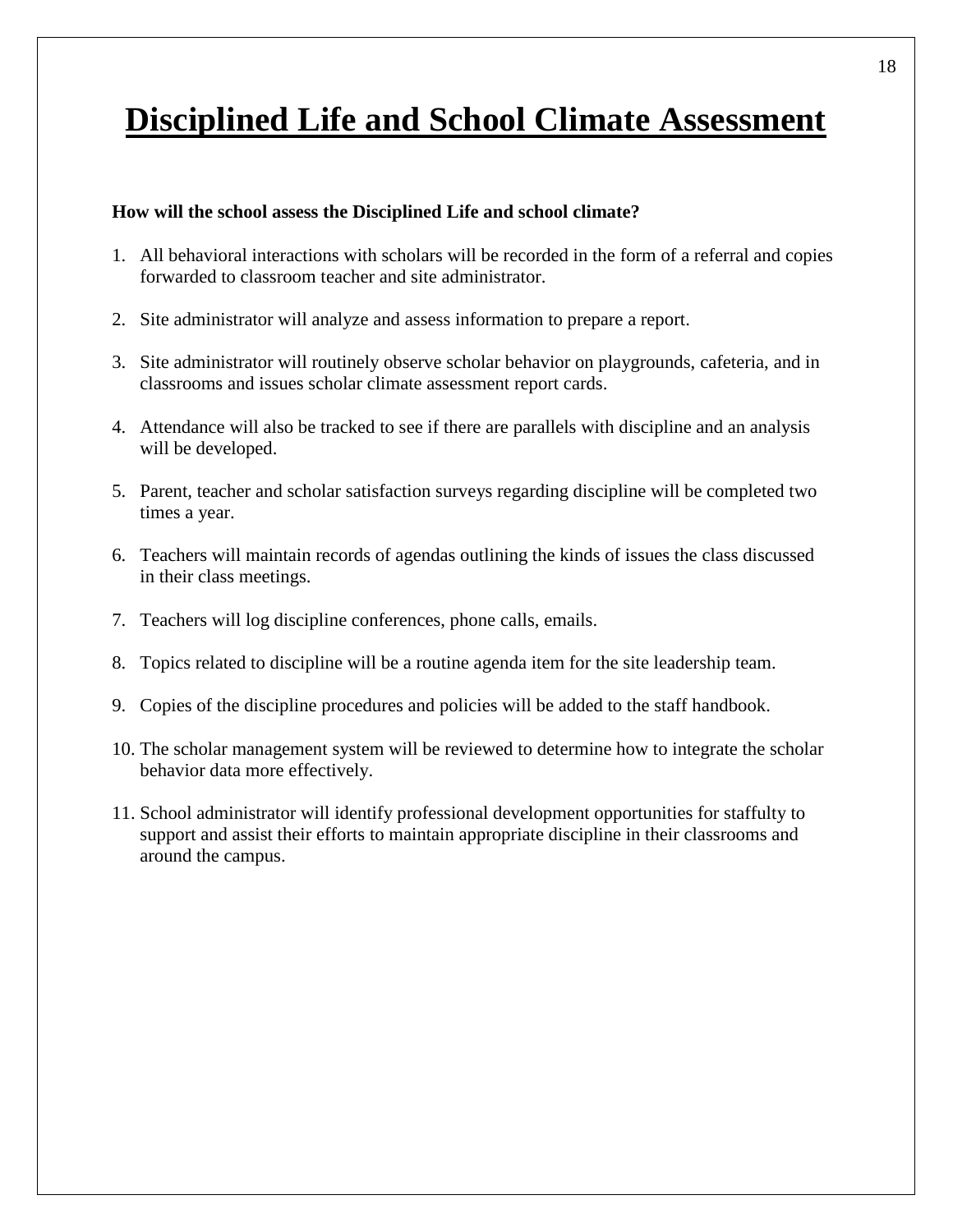# Disciplined Life and School Climate Assessment

**How will the school assess the Disciplined Life and school climate?**

1. All behavioral interactions with scholars will be recorded in the form of a referral and copies forwarded to classroom teacher and site administrator.

2. Site administrator will analyze and assess information to prepare a report.

3. Site administrator will routinely observe scholar behavior on playgrounds, cafeteria, and in classrooms and issues scholar climate assessment report cards.

4. Attendance will also be tracked to see if there are parallels with discipline and an analysis will be developed.

5. Parent, teacher and scholar satisfaction surveys regarding discipline will be completed two times a year.

6. Teachers will maintain records of agendas outlining the kinds of issues the class discussed in their class meetings.

7. Teachers will log discipline conferences, phone calls, emails.

8. Topics related to discipline will be a routine agenda item for the site leadership team.

9. Copies of the discipline procedures and policies will be added to the staff handbook.

10. The scholar management system will be reviewed to determine how to integrate the scholar behavior data more effectively.

11. School administrator will identify professional development opportunities for staffulty to support and assist their efforts to maintain appropriate discipline in their classrooms and around the campus.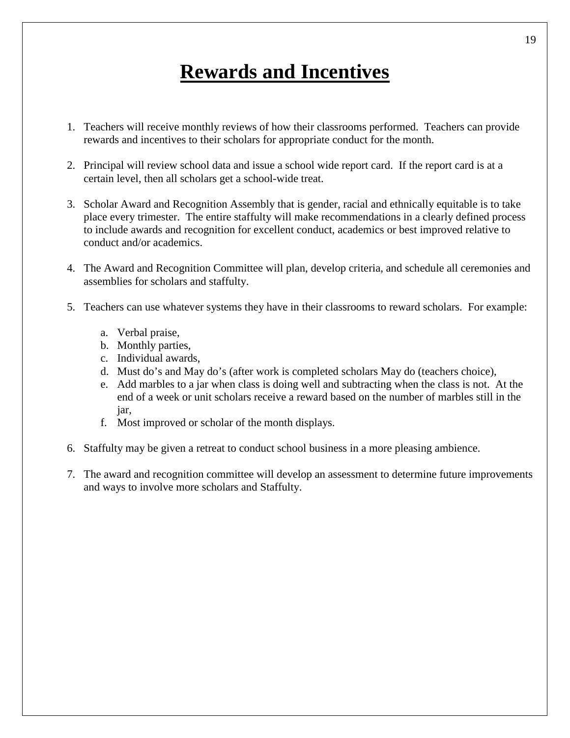# Rewards and Incentives

1. Teachers will receive monthly reviews of how their classrooms performed. Teachers can provide rewards and incentives to their scholars for appropriate conduct for the month.

2. Principal will review school data and issue a school wide report card. If the report card is at a certain level, then all scholars get a school-wide treat.

3. Scholar Award and Recognition Assembly that is gender, racial and ethnically equitable is to take place every trimester. The entire staffulty will make recommendations in a clearly defined process to include awards and recognition for excellent conduct, academics or best improved relative to conduct and/or academics.

4. The Award and Recognition Committee will plan, develop criteria, and schedule all ceremonies and assemblies for scholars and staffulty.

5. Teachers can use whatever systems they have in their classrooms to reward scholars. For example:

    a. Verbal praise,
    b. Monthly parties,
    c. Individual awards,
    d. Must do's and May do's (after work is completed scholars May do (teachers choice),
    e. Add marbles to a jar when class is doing well and subtracting when the class is not. At the end of a week or unit scholars receive a reward based on the number of marbles still in the jar,
    f. Most improved or scholar of the month displays.

6. Staffulty may be given a retreat to conduct school business in a more pleasing ambience.

7. The award and recognition committee will develop an assessment to determine future improvements and ways to involve more scholars and Staffulty.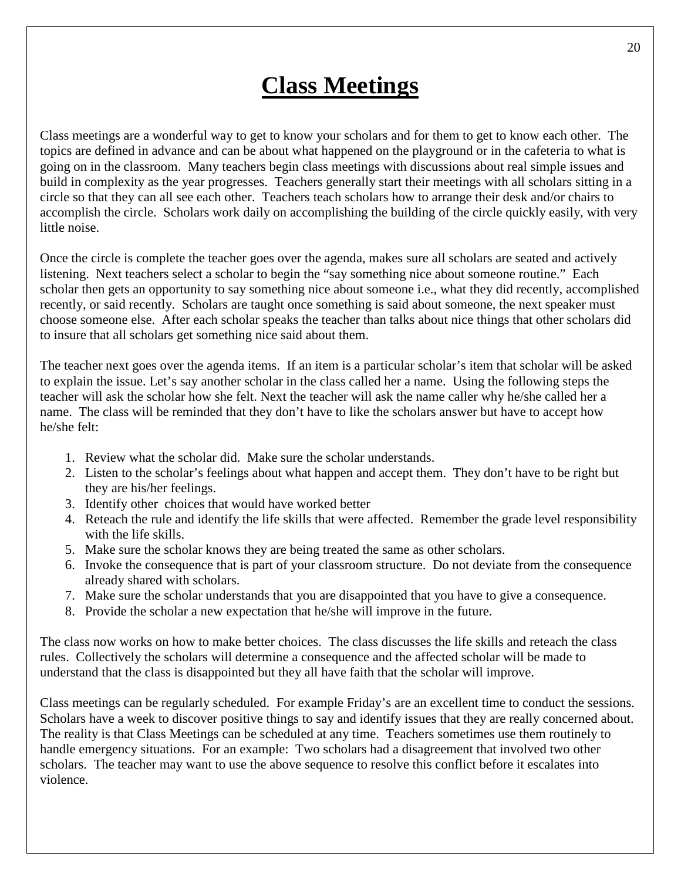# **Class Meetings**

Class meetings are a wonderful way to get to know your scholars and for them to get to know each other. The topics are defined in advance and can be about what happened on the playground or in the cafeteria to what is going on in the classroom. Many teachers begin class meetings with discussions about real simple issues and build in complexity as the year progresses. Teachers generally start their meetings with all scholars sitting in a circle so that they can all see each other. Teachers teach scholars how to arrange their desk and/or chairs to accomplish the circle. Scholars work daily on accomplishing the building of the circle quickly easily, with very little noise.

Once the circle is complete the teacher goes over the agenda, makes sure all scholars are seated and actively listening. Next teachers select a scholar to begin the "say something nice about someone routine." Each scholar then gets an opportunity to say something nice about someone i.e., what they did recently, accomplished recently, or said recently. Scholars are taught once something is said about someone, the next speaker must choose someone else. After each scholar speaks the teacher than talks about nice things that other scholars did to insure that all scholars get something nice said about them.

The teacher next goes over the agenda items. If an item is a particular scholar's item that scholar will be asked to explain the issue. Let's say another scholar in the class called her a name. Using the following steps the teacher will ask the scholar how she felt. Next the teacher will ask the name caller why he/she called her a name. The class will be reminded that they don't have to like the scholars answer but have to accept how he/she felt:

1. Review what the scholar did. Make sure the scholar understands.
2. Listen to the scholar's feelings about what happen and accept them. They don't have to be right but they are his/her feelings.
3. Identify other choices that would have worked better
4. Reteach the rule and identify the life skills that were affected. Remember the grade level responsibility with the life skills.
5. Make sure the scholar knows they are being treated the same as other scholars.
6. Invoke the consequence that is part of your classroom structure. Do not deviate from the consequence already shared with scholars.
7. Make sure the scholar understands that you are disappointed that you have to give a consequence.
8. Provide the scholar a new expectation that he/she will improve in the future.

The class now works on how to make better choices. The class discusses the life skills and reteach the class rules. Collectively the scholars will determine a consequence and the affected scholar will be made to understand that the class is disappointed but they all have faith that the scholar will improve.

Class meetings can be regularly scheduled. For example Friday's are an excellent time to conduct the sessions. Scholars have a week to discover positive things to say and identify issues that they are really concerned about. The reality is that Class Meetings can be scheduled at any time. Teachers sometimes use them routinely to handle emergency situations. For an example: Two scholars had a disagreement that involved two other scholars. The teacher may want to use the above sequence to resolve this conflict before it escalates into violence.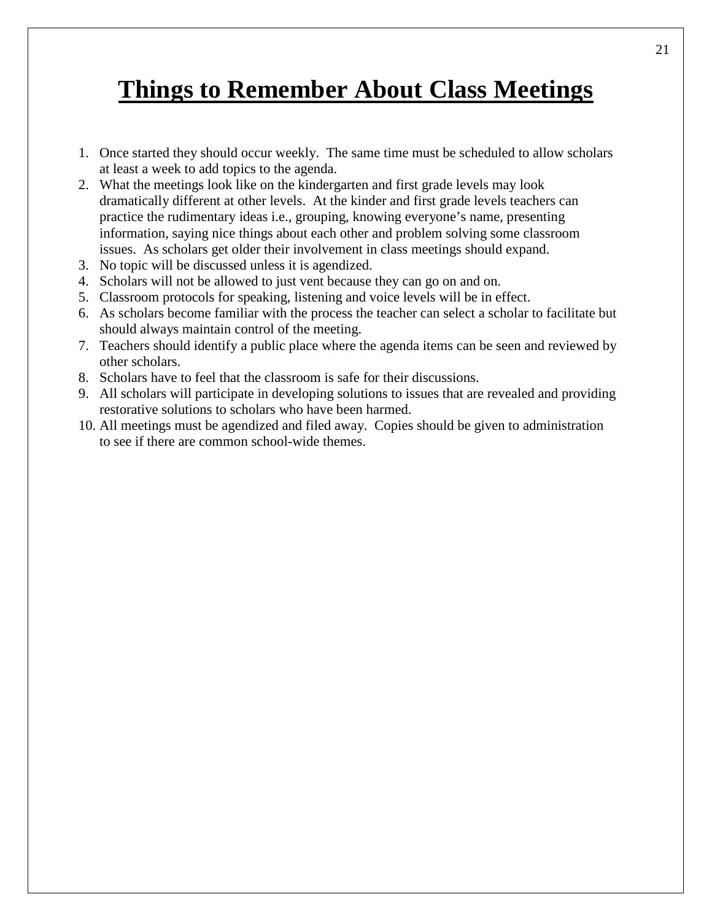# Things to Remember About Class Meetings

1. Once started they should occur weekly. The same time must be scheduled to allow scholars at least a week to add topics to the agenda.
2. What the meetings look like on the kindergarten and first grade levels may look dramatically different at other levels. At the kinder and first grade levels teachers can practice the rudimentary ideas i.e., grouping, knowing everyone's name, presenting information, saying nice things about each other and problem solving some classroom issues. As scholars get older their involvement in class meetings should expand.
3. No topic will be discussed unless it is agendized.
4. Scholars will not be allowed to just vent because they can go on and on.
5. Classroom protocols for speaking, listening and voice levels will be in effect.
6. As scholars become familiar with the process the teacher can select a scholar to facilitate but should always maintain control of the meeting.
7. Teachers should identify a public place where the agenda items can be seen and reviewed by other scholars.
8. Scholars have to feel that the classroom is safe for their discussions.
9. All scholars will participate in developing solutions to issues that are revealed and providing restorative solutions to scholars who have been harmed.
10. All meetings must be agendized and filed away. Copies should be given to administration to see if there are common school-wide themes.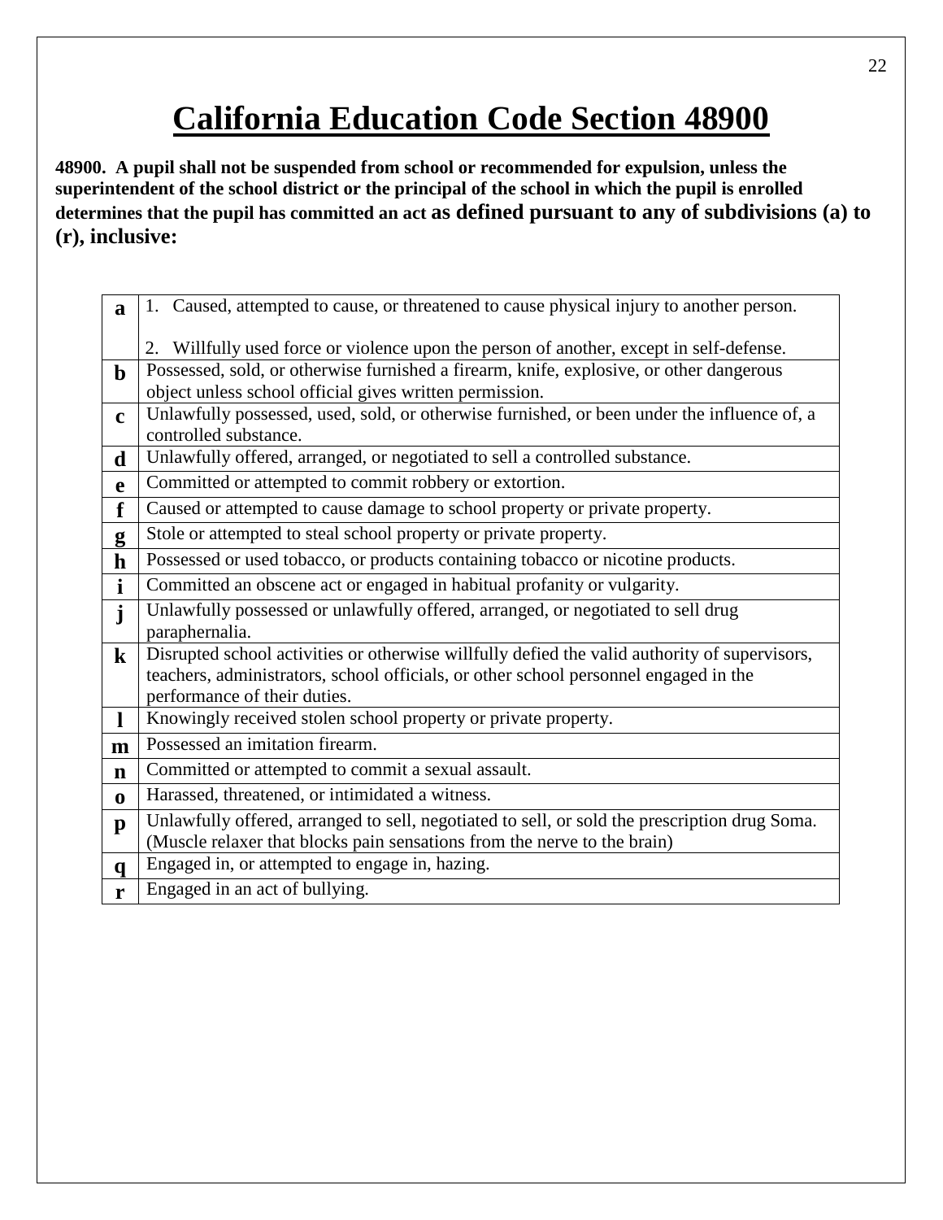# California Education Code Section 48900

**48900. A pupil shall not be suspended from school or recommended for expulsion, unless the superintendent of the school district or the principal of the school in which the pupil is enrolled determines that the pupil has committed an act as defined pursuant to any of subdivisions (a) to (r), inclusive:**

| | |
|---|---|
| **a** | 1. Caused, attempted to cause, or threatened to cause physical injury to another person.<br><br>2. Willfully used force or violence upon the person of another, except in self-defense. |
| **b** | Possessed, sold, or otherwise furnished a firearm, knife, explosive, or other dangerous object unless school official gives written permission. |
| **c** | Unlawfully possessed, used, sold, or otherwise furnished, or been under the influence of, a controlled substance. |
| **d** | Unlawfully offered, arranged, or negotiated to sell a controlled substance. |
| **e** | Committed or attempted to commit robbery or extortion. |
| **f** | Caused or attempted to cause damage to school property or private property. |
| **g** | Stole or attempted to steal school property or private property. |
| **h** | Possessed or used tobacco, or products containing tobacco or nicotine products. |
| **i** | Committed an obscene act or engaged in habitual profanity or vulgarity. |
| **j** | Unlawfully possessed or unlawfully offered, arranged, or negotiated to sell drug paraphernalia. |
| **k** | Disrupted school activities or otherwise willfully defied the valid authority of supervisors, teachers, administrators, school officials, or other school personnel engaged in the performance of their duties. |
| **l** | Knowingly received stolen school property or private property. |
| **m** | Possessed an imitation firearm. |
| **n** | Committed or attempted to commit a sexual assault. |
| **o** | Harassed, threatened, or intimidated a witness. |
| **p** | Unlawfully offered, arranged to sell, negotiated to sell, or sold the prescription drug Soma. (Muscle relaxer that blocks pain sensations from the nerve to the brain) |
| **q** | Engaged in, or attempted to engage in, hazing. |
| **r** | Engaged in an act of bullying. |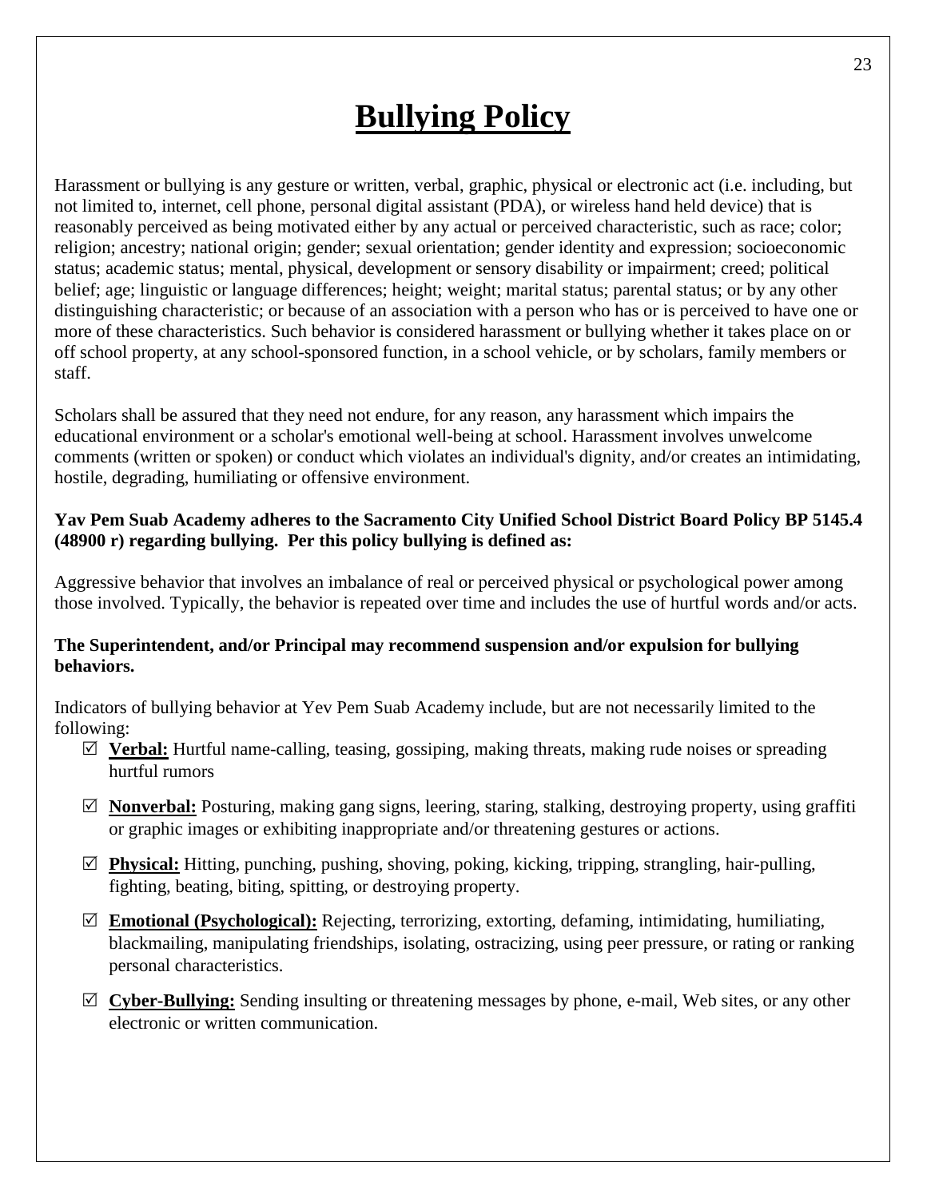# Bullying Policy

Harassment or bullying is any gesture or written, verbal, graphic, physical or electronic act (i.e. including, but not limited to, internet, cell phone, personal digital assistant (PDA), or wireless hand held device) that is reasonably perceived as being motivated either by any actual or perceived characteristic, such as race; color; religion; ancestry; national origin; gender; sexual orientation; gender identity and expression; socioeconomic status; academic status; mental, physical, development or sensory disability or impairment; creed; political belief; age; linguistic or language differences; height; weight; marital status; parental status; or by any other distinguishing characteristic; or because of an association with a person who has or is perceived to have one or more of these characteristics. Such behavior is considered harassment or bullying whether it takes place on or off school property, at any school-sponsored function, in a school vehicle, or by scholars, family members or staff.

Scholars shall be assured that they need not endure, for any reason, any harassment which impairs the educational environment or a scholar's emotional well-being at school. Harassment involves unwelcome comments (written or spoken) or conduct which violates an individual's dignity, and/or creates an intimidating, hostile, degrading, humiliating or offensive environment.

**Yav Pem Suab Academy adheres to the Sacramento City Unified School District Board Policy BP 5145.4 (48900 r) regarding bullying. Per this policy bullying is defined as:**

Aggressive behavior that involves an imbalance of real or perceived physical or psychological power among those involved. Typically, the behavior is repeated over time and includes the use of hurtful words and/or acts.

**The Superintendent, and/or Principal may recommend suspension and/or expulsion for bullying behaviors.**

Indicators of bullying behavior at Yev Pem Suab Academy include, but are not necessarily limited to the following:

- ☑ **Verbal:** Hurtful name-calling, teasing, gossiping, making threats, making rude noises or spreading hurtful rumors
- ☑ **Nonverbal:** Posturing, making gang signs, leering, staring, stalking, destroying property, using graffiti or graphic images or exhibiting inappropriate and/or threatening gestures or actions.
- ☑ **Physical:** Hitting, punching, pushing, shoving, poking, kicking, tripping, strangling, hair-pulling, fighting, beating, biting, spitting, or destroying property.
- ☑ **Emotional (Psychological):** Rejecting, terrorizing, extorting, defaming, intimidating, humiliating, blackmailing, manipulating friendships, isolating, ostracizing, using peer pressure, or rating or ranking personal characteristics.
- ☑ **Cyber-Bullying:** Sending insulting or threatening messages by phone, e-mail, Web sites, or any other electronic or written communication.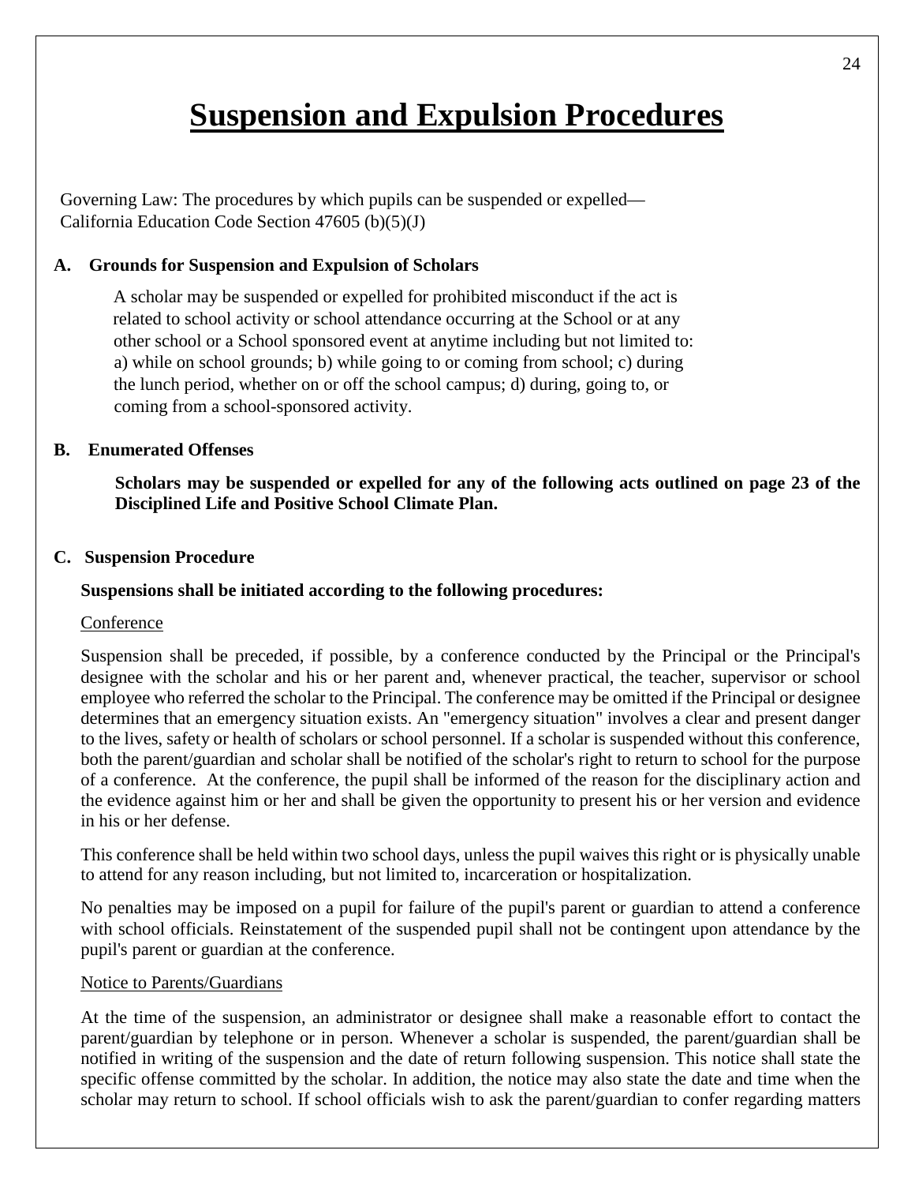# Suspension and Expulsion Procedures

Governing Law: The procedures by which pupils can be suspended or expelled—California Education Code Section 47605 (b)(5)(J)

### A. Grounds for Suspension and Expulsion of Scholars

A scholar may be suspended or expelled for prohibited misconduct if the act is related to school activity or school attendance occurring at the School or at any other school or a School sponsored event at anytime including but not limited to: a) while on school grounds; b) while going to or coming from school; c) during the lunch period, whether on or off the school campus; d) during, going to, or coming from a school-sponsored activity.

### B. Enumerated Offenses

**Scholars may be suspended or expelled for any of the following acts outlined on page 23 of the Disciplined Life and Positive School Climate Plan.**

### C. Suspension Procedure

**Suspensions shall be initiated according to the following procedures:**

Conference

Suspension shall be preceded, if possible, by a conference conducted by the Principal or the Principal's designee with the scholar and his or her parent and, whenever practical, the teacher, supervisor or school employee who referred the scholar to the Principal. The conference may be omitted if the Principal or designee determines that an emergency situation exists. An "emergency situation" involves a clear and present danger to the lives, safety or health of scholars or school personnel. If a scholar is suspended without this conference, both the parent/guardian and scholar shall be notified of the scholar's right to return to school for the purpose of a conference. At the conference, the pupil shall be informed of the reason for the disciplinary action and the evidence against him or her and shall be given the opportunity to present his or her version and evidence in his or her defense.

This conference shall be held within two school days, unless the pupil waives this right or is physically unable to attend for any reason including, but not limited to, incarceration or hospitalization.

No penalties may be imposed on a pupil for failure of the pupil's parent or guardian to attend a conference with school officials. Reinstatement of the suspended pupil shall not be contingent upon attendance by the pupil's parent or guardian at the conference.

Notice to Parents/Guardians

At the time of the suspension, an administrator or designee shall make a reasonable effort to contact the parent/guardian by telephone or in person. Whenever a scholar is suspended, the parent/guardian shall be notified in writing of the suspension and the date of return following suspension. This notice shall state the specific offense committed by the scholar. In addition, the notice may also state the date and time when the scholar may return to school. If school officials wish to ask the parent/guardian to confer regarding matters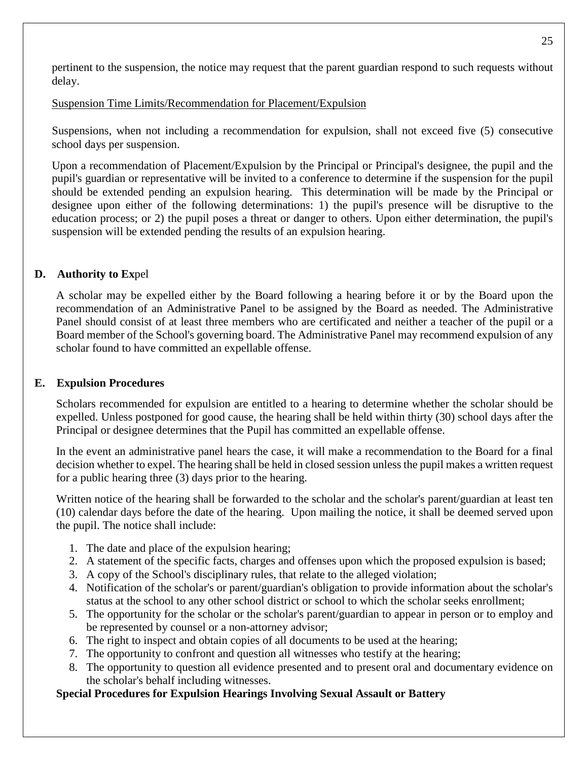pertinent to the suspension, the notice may request that the parent guardian respond to such requests without delay.

Suspension Time Limits/Recommendation for Placement/Expulsion

Suspensions, when not including a recommendation for expulsion, shall not exceed five (5) consecutive school days per suspension.

Upon a recommendation of Placement/Expulsion by the Principal or Principal's designee, the pupil and the pupil's guardian or representative will be invited to a conference to determine if the suspension for the pupil should be extended pending an expulsion hearing. This determination will be made by the Principal or designee upon either of the following determinations: 1) the pupil's presence will be disruptive to the education process; or 2) the pupil poses a threat or danger to others. Upon either determination, the pupil's suspension will be extended pending the results of an expulsion hearing.

### D. Authority to Expel

A scholar may be expelled either by the Board following a hearing before it or by the Board upon the recommendation of an Administrative Panel to be assigned by the Board as needed. The Administrative Panel should consist of at least three members who are certificated and neither a teacher of the pupil or a Board member of the School's governing board. The Administrative Panel may recommend expulsion of any scholar found to have committed an expellable offense.

### E. Expulsion Procedures

Scholars recommended for expulsion are entitled to a hearing to determine whether the scholar should be expelled. Unless postponed for good cause, the hearing shall be held within thirty (30) school days after the Principal or designee determines that the Pupil has committed an expellable offense.

In the event an administrative panel hears the case, it will make a recommendation to the Board for a final decision whether to expel. The hearing shall be held in closed session unless the pupil makes a written request for a public hearing three (3) days prior to the hearing.

Written notice of the hearing shall be forwarded to the scholar and the scholar's parent/guardian at least ten (10) calendar days before the date of the hearing. Upon mailing the notice, it shall be deemed served upon the pupil. The notice shall include:

1. The date and place of the expulsion hearing;
2. A statement of the specific facts, charges and offenses upon which the proposed expulsion is based;
3. A copy of the School's disciplinary rules, that relate to the alleged violation;
4. Notification of the scholar's or parent/guardian's obligation to provide information about the scholar's status at the school to any other school district or school to which the scholar seeks enrollment;
5. The opportunity for the scholar or the scholar's parent/guardian to appear in person or to employ and be represented by counsel or a non-attorney advisor;
6. The right to inspect and obtain copies of all documents to be used at the hearing;
7. The opportunity to confront and question all witnesses who testify at the hearing;
8. The opportunity to question all evidence presented and to present oral and documentary evidence on the scholar's behalf including witnesses.

**Special Procedures for Expulsion Hearings Involving Sexual Assault or Battery**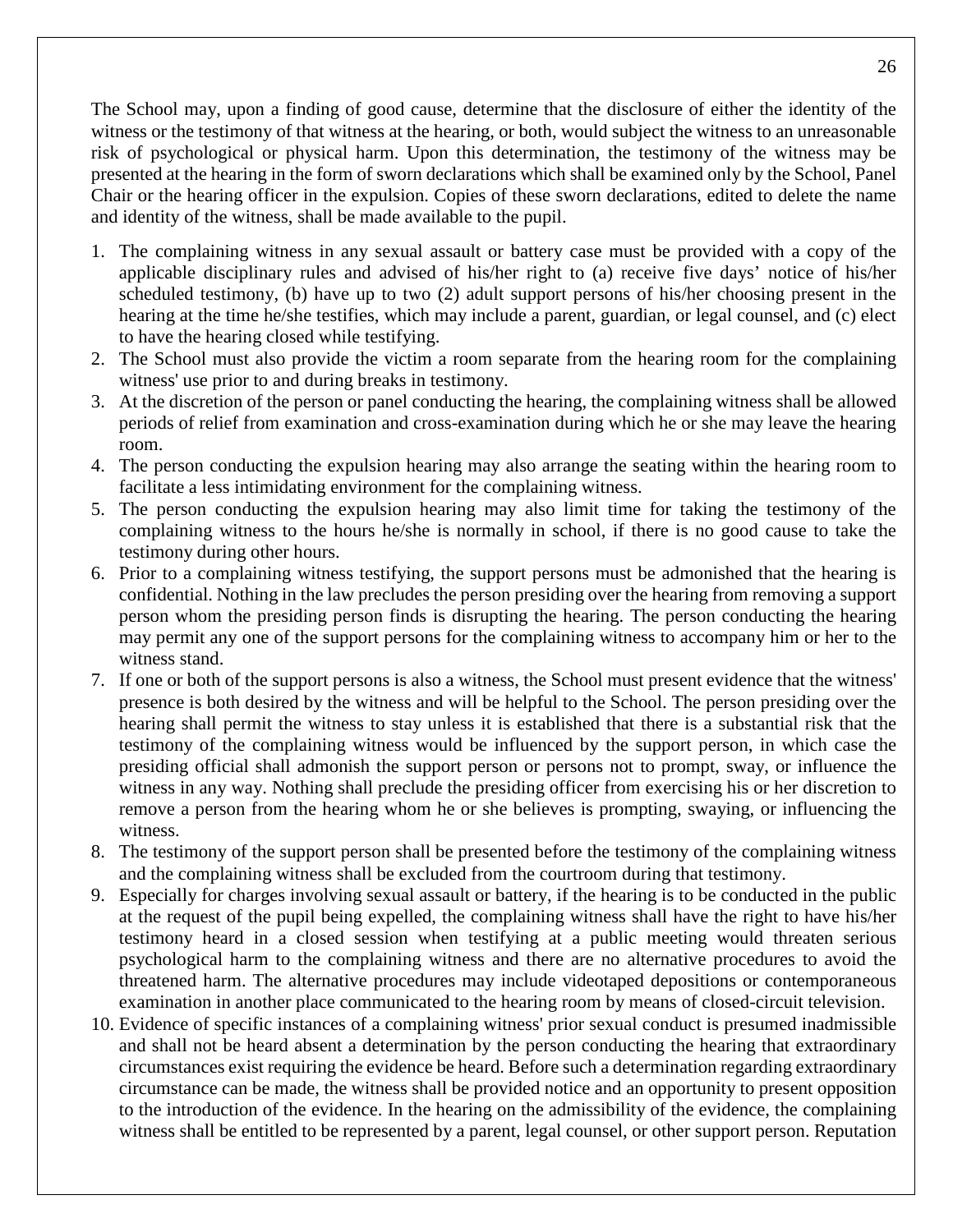The School may, upon a finding of good cause, determine that the disclosure of either the identity of the witness or the testimony of that witness at the hearing, or both, would subject the witness to an unreasonable risk of psychological or physical harm. Upon this determination, the testimony of the witness may be presented at the hearing in the form of sworn declarations which shall be examined only by the School, Panel Chair or the hearing officer in the expulsion. Copies of these sworn declarations, edited to delete the name and identity of the witness, shall be made available to the pupil.

1. The complaining witness in any sexual assault or battery case must be provided with a copy of the applicable disciplinary rules and advised of his/her right to (a) receive five days' notice of his/her scheduled testimony, (b) have up to two (2) adult support persons of his/her choosing present in the hearing at the time he/she testifies, which may include a parent, guardian, or legal counsel, and (c) elect to have the hearing closed while testifying.
2. The School must also provide the victim a room separate from the hearing room for the complaining witness' use prior to and during breaks in testimony.
3. At the discretion of the person or panel conducting the hearing, the complaining witness shall be allowed periods of relief from examination and cross-examination during which he or she may leave the hearing room.
4. The person conducting the expulsion hearing may also arrange the seating within the hearing room to facilitate a less intimidating environment for the complaining witness.
5. The person conducting the expulsion hearing may also limit time for taking the testimony of the complaining witness to the hours he/she is normally in school, if there is no good cause to take the testimony during other hours.
6. Prior to a complaining witness testifying, the support persons must be admonished that the hearing is confidential. Nothing in the law precludes the person presiding over the hearing from removing a support person whom the presiding person finds is disrupting the hearing. The person conducting the hearing may permit any one of the support persons for the complaining witness to accompany him or her to the witness stand.
7. If one or both of the support persons is also a witness, the School must present evidence that the witness' presence is both desired by the witness and will be helpful to the School. The person presiding over the hearing shall permit the witness to stay unless it is established that there is a substantial risk that the testimony of the complaining witness would be influenced by the support person, in which case the presiding official shall admonish the support person or persons not to prompt, sway, or influence the witness in any way. Nothing shall preclude the presiding officer from exercising his or her discretion to remove a person from the hearing whom he or she believes is prompting, swaying, or influencing the witness.
8. The testimony of the support person shall be presented before the testimony of the complaining witness and the complaining witness shall be excluded from the courtroom during that testimony.
9. Especially for charges involving sexual assault or battery, if the hearing is to be conducted in the public at the request of the pupil being expelled, the complaining witness shall have the right to have his/her testimony heard in a closed session when testifying at a public meeting would threaten serious psychological harm to the complaining witness and there are no alternative procedures to avoid the threatened harm. The alternative procedures may include videotaped depositions or contemporaneous examination in another place communicated to the hearing room by means of closed-circuit television.
10. Evidence of specific instances of a complaining witness' prior sexual conduct is presumed inadmissible and shall not be heard absent a determination by the person conducting the hearing that extraordinary circumstances exist requiring the evidence be heard. Before such a determination regarding extraordinary circumstance can be made, the witness shall be provided notice and an opportunity to present opposition to the introduction of the evidence. In the hearing on the admissibility of the evidence, the complaining witness shall be entitled to be represented by a parent, legal counsel, or other support person. Reputation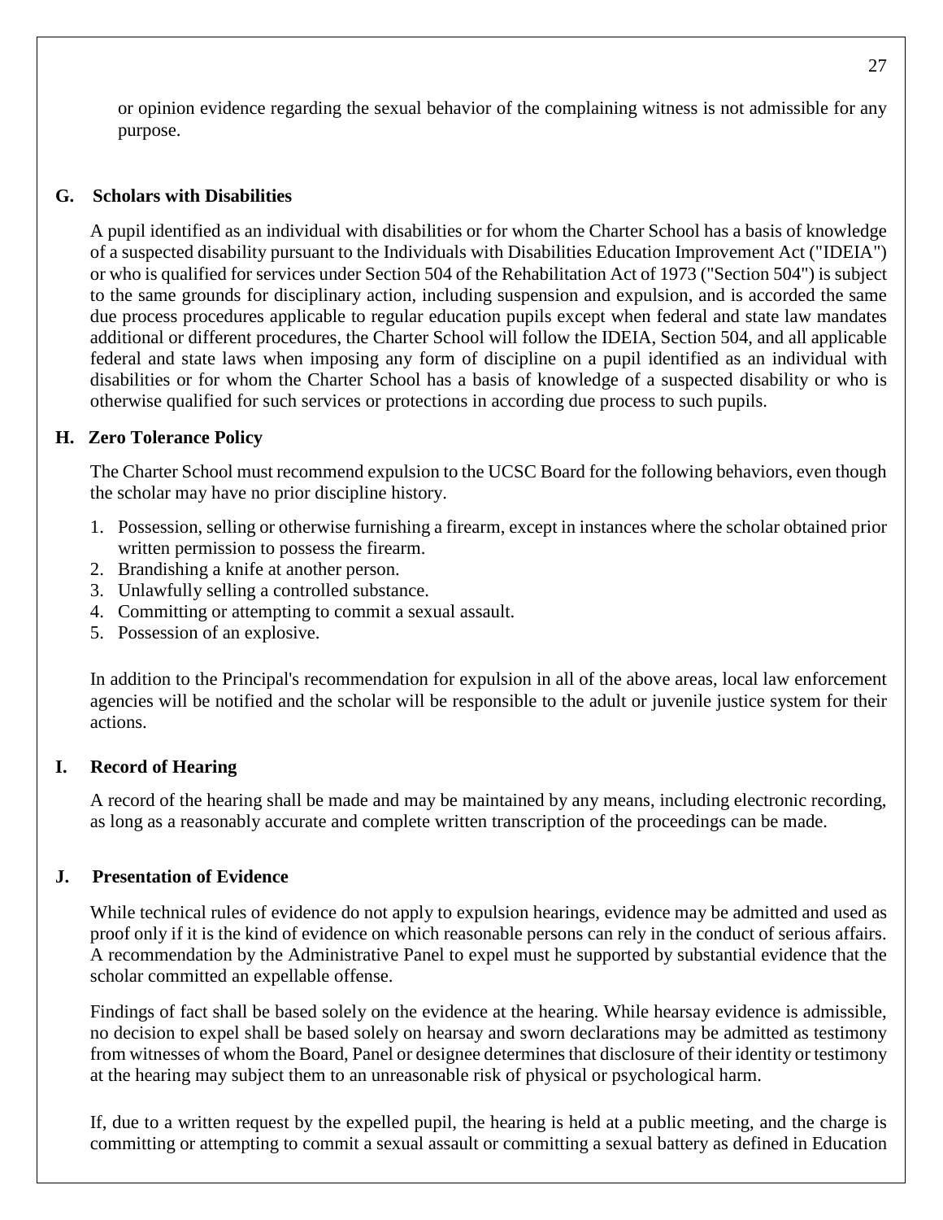or opinion evidence regarding the sexual behavior of the complaining witness is not admissible for any purpose.

### G. Scholars with Disabilities

A pupil identified as an individual with disabilities or for whom the Charter School has a basis of knowledge of a suspected disability pursuant to the Individuals with Disabilities Education Improvement Act ("IDEIA") or who is qualified for services under Section 504 of the Rehabilitation Act of 1973 ("Section 504") is subject to the same grounds for disciplinary action, including suspension and expulsion, and is accorded the same due process procedures applicable to regular education pupils except when federal and state law mandates additional or different procedures, the Charter School will follow the IDEIA, Section 504, and all applicable federal and state laws when imposing any form of discipline on a pupil identified as an individual with disabilities or for whom the Charter School has a basis of knowledge of a suspected disability or who is otherwise qualified for such services or protections in according due process to such pupils.

### H. Zero Tolerance Policy

The Charter School must recommend expulsion to the UCSC Board for the following behaviors, even though the scholar may have no prior discipline history.

1. Possession, selling or otherwise furnishing a firearm, except in instances where the scholar obtained prior written permission to possess the firearm.
2. Brandishing a knife at another person.
3. Unlawfully selling a controlled substance.
4. Committing or attempting to commit a sexual assault.
5. Possession of an explosive.

In addition to the Principal's recommendation for expulsion in all of the above areas, local law enforcement agencies will be notified and the scholar will be responsible to the adult or juvenile justice system for their actions.

### I. Record of Hearing

A record of the hearing shall be made and may be maintained by any means, including electronic recording, as long as a reasonably accurate and complete written transcription of the proceedings can be made.

### J. Presentation of Evidence

While technical rules of evidence do not apply to expulsion hearings, evidence may be admitted and used as proof only if it is the kind of evidence on which reasonable persons can rely in the conduct of serious affairs. A recommendation by the Administrative Panel to expel must he supported by substantial evidence that the scholar committed an expellable offense.

Findings of fact shall be based solely on the evidence at the hearing. While hearsay evidence is admissible, no decision to expel shall be based solely on hearsay and sworn declarations may be admitted as testimony from witnesses of whom the Board, Panel or designee determines that disclosure of their identity or testimony at the hearing may subject them to an unreasonable risk of physical or psychological harm.

If, due to a written request by the expelled pupil, the hearing is held at a public meeting, and the charge is committing or attempting to commit a sexual assault or committing a sexual battery as defined in Education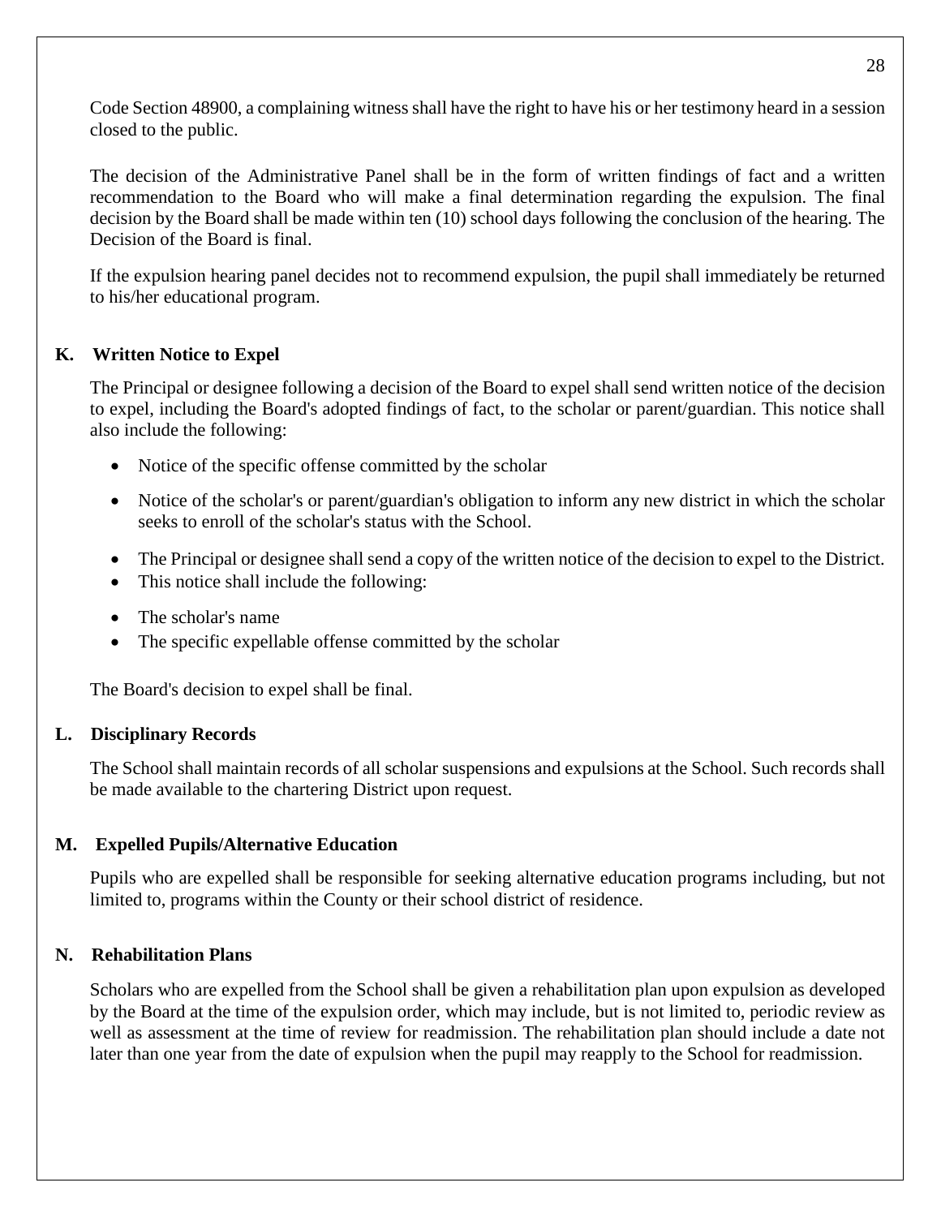Code Section 48900, a complaining witness shall have the right to have his or her testimony heard in a session closed to the public.

The decision of the Administrative Panel shall be in the form of written findings of fact and a written recommendation to the Board who will make a final determination regarding the expulsion. The final decision by the Board shall be made within ten (10) school days following the conclusion of the hearing. The Decision of the Board is final.

If the expulsion hearing panel decides not to recommend expulsion, the pupil shall immediately be returned to his/her educational program.

### K. Written Notice to Expel

The Principal or designee following a decision of the Board to expel shall send written notice of the decision to expel, including the Board's adopted findings of fact, to the scholar or parent/guardian. This notice shall also include the following:

- Notice of the specific offense committed by the scholar
- Notice of the scholar's or parent/guardian's obligation to inform any new district in which the scholar seeks to enroll of the scholar's status with the School.
- The Principal or designee shall send a copy of the written notice of the decision to expel to the District.
- This notice shall include the following:
- The scholar's name
- The specific expellable offense committed by the scholar

The Board's decision to expel shall be final.

### L. Disciplinary Records

The School shall maintain records of all scholar suspensions and expulsions at the School. Such records shall be made available to the chartering District upon request.

### M. Expelled Pupils/Alternative Education

Pupils who are expelled shall be responsible for seeking alternative education programs including, but not limited to, programs within the County or their school district of residence.

### N. Rehabilitation Plans

Scholars who are expelled from the School shall be given a rehabilitation plan upon expulsion as developed by the Board at the time of the expulsion order, which may include, but is not limited to, periodic review as well as assessment at the time of review for readmission. The rehabilitation plan should include a date not later than one year from the date of expulsion when the pupil may reapply to the School for readmission.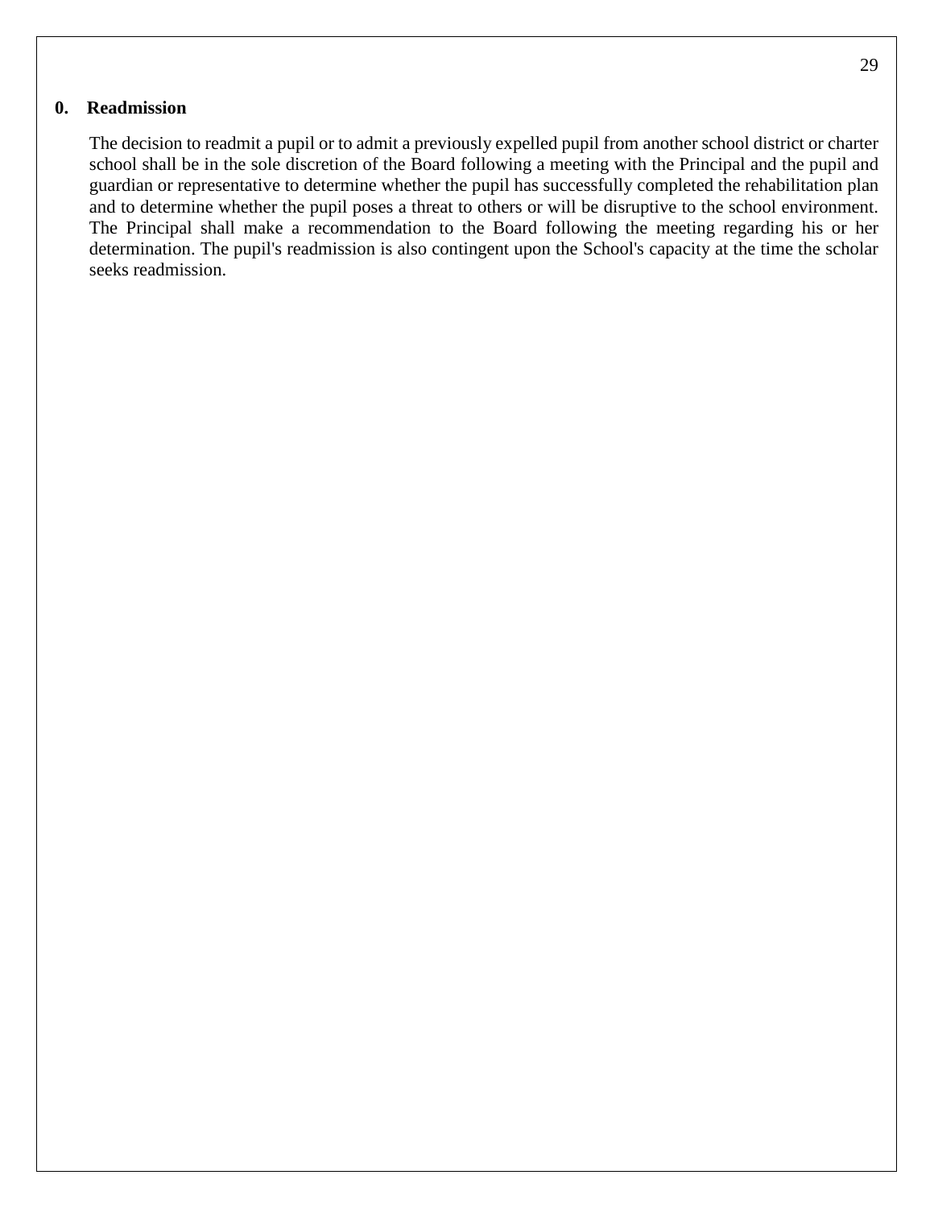**0. Readmission**

The decision to readmit a pupil or to admit a previously expelled pupil from another school district or charter school shall be in the sole discretion of the Board following a meeting with the Principal and the pupil and guardian or representative to determine whether the pupil has successfully completed the rehabilitation plan and to determine whether the pupil poses a threat to others or will be disruptive to the school environment. The Principal shall make a recommendation to the Board following the meeting regarding his or her determination. The pupil's readmission is also contingent upon the School's capacity at the time the scholar seeks readmission.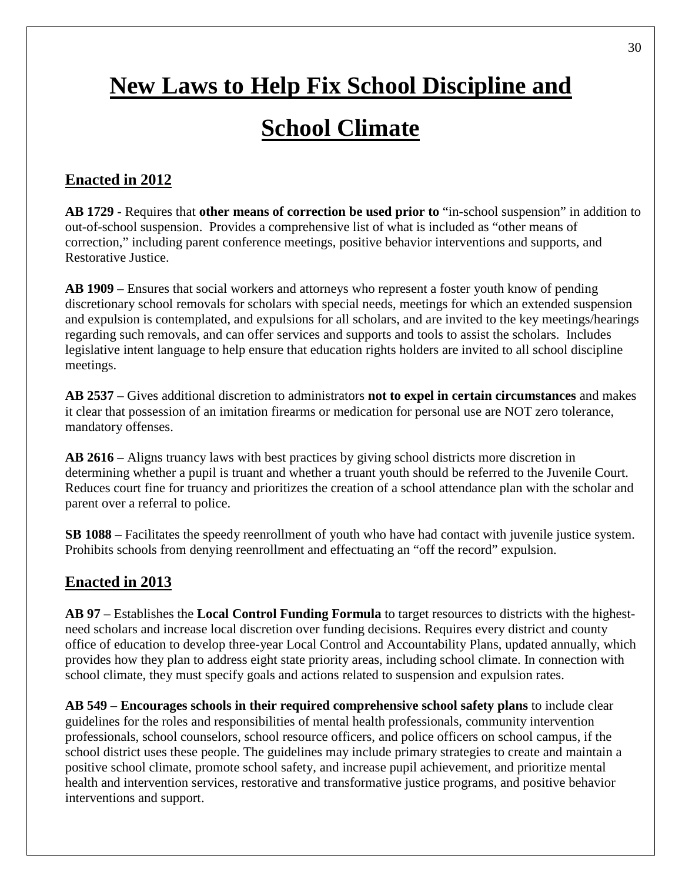# New Laws to Help Fix School Discipline and School Climate

## Enacted in 2012

**AB 1729** - Requires that **other means of correction be used prior to** "in-school suspension" in addition to out-of-school suspension. Provides a comprehensive list of what is included as "other means of correction," including parent conference meetings, positive behavior interventions and supports, and Restorative Justice.

**AB 1909** – Ensures that social workers and attorneys who represent a foster youth know of pending discretionary school removals for scholars with special needs, meetings for which an extended suspension and expulsion is contemplated, and expulsions for all scholars, and are invited to the key meetings/hearings regarding such removals, and can offer services and supports and tools to assist the scholars. Includes legislative intent language to help ensure that education rights holders are invited to all school discipline meetings.

**AB 2537** – Gives additional discretion to administrators **not to expel in certain circumstances** and makes it clear that possession of an imitation firearms or medication for personal use are NOT zero tolerance, mandatory offenses.

**AB 2616** – Aligns truancy laws with best practices by giving school districts more discretion in determining whether a pupil is truant and whether a truant youth should be referred to the Juvenile Court. Reduces court fine for truancy and prioritizes the creation of a school attendance plan with the scholar and parent over a referral to police.

**SB 1088** – Facilitates the speedy reenrollment of youth who have had contact with juvenile justice system. Prohibits schools from denying reenrollment and effectuating an "off the record" expulsion.

## Enacted in 2013

**AB 97** – Establishes the **Local Control Funding Formula** to target resources to districts with the highest-need scholars and increase local discretion over funding decisions. Requires every district and county office of education to develop three-year Local Control and Accountability Plans, updated annually, which provides how they plan to address eight state priority areas, including school climate. In connection with school climate, they must specify goals and actions related to suspension and expulsion rates.

**AB 549** – **Encourages schools in their required comprehensive school safety plans** to include clear guidelines for the roles and responsibilities of mental health professionals, community intervention professionals, school counselors, school resource officers, and police officers on school campus, if the school district uses these people. The guidelines may include primary strategies to create and maintain a positive school climate, promote school safety, and increase pupil achievement, and prioritize mental health and intervention services, restorative and transformative justice programs, and positive behavior interventions and support.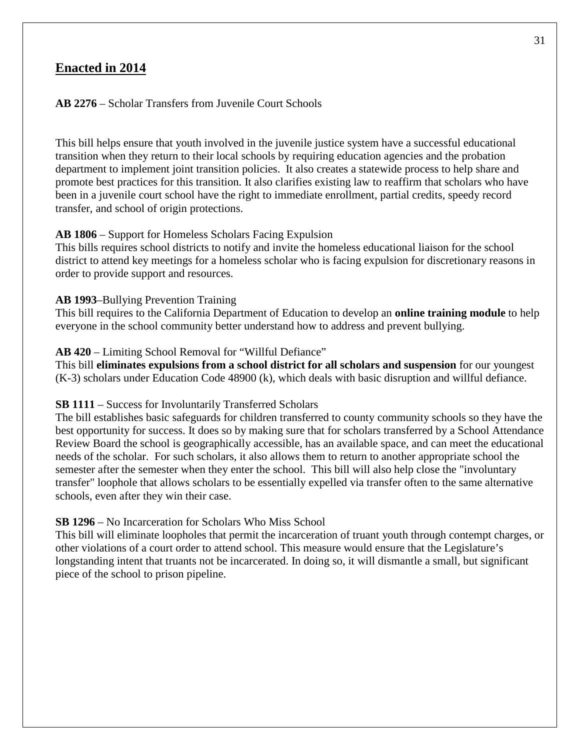## Enacted in 2014

**AB 2276** – Scholar Transfers from Juvenile Court Schools

This bill helps ensure that youth involved in the juvenile justice system have a successful educational transition when they return to their local schools by requiring education agencies and the probation department to implement joint transition policies. It also creates a statewide process to help share and promote best practices for this transition. It also clarifies existing law to reaffirm that scholars who have been in a juvenile court school have the right to immediate enrollment, partial credits, speedy record transfer, and school of origin protections.

**AB 1806** – Support for Homeless Scholars Facing Expulsion
This bills requires school districts to notify and invite the homeless educational liaison for the school district to attend key meetings for a homeless scholar who is facing expulsion for discretionary reasons in order to provide support and resources.

**AB 1993**–Bullying Prevention Training
This bill requires to the California Department of Education to develop an **online training module** to help everyone in the school community better understand how to address and prevent bullying.

**AB 420** – Limiting School Removal for "Willful Defiance"
This bill **eliminates expulsions from a school district for all scholars and suspension** for our youngest (K-3) scholars under Education Code 48900 (k), which deals with basic disruption and willful defiance.

**SB 1111** – Success for Involuntarily Transferred Scholars
The bill establishes basic safeguards for children transferred to county community schools so they have the best opportunity for success. It does so by making sure that for scholars transferred by a School Attendance Review Board the school is geographically accessible, has an available space, and can meet the educational needs of the scholar. For such scholars, it also allows them to return to another appropriate school the semester after the semester when they enter the school. This bill will also help close the "involuntary transfer" loophole that allows scholars to be essentially expelled via transfer often to the same alternative schools, even after they win their case.

**SB 1296** – No Incarceration for Scholars Who Miss School
This bill will eliminate loopholes that permit the incarceration of truant youth through contempt charges, or other violations of a court order to attend school. This measure would ensure that the Legislature's longstanding intent that truants not be incarcerated. In doing so, it will dismantle a small, but significant piece of the school to prison pipeline.